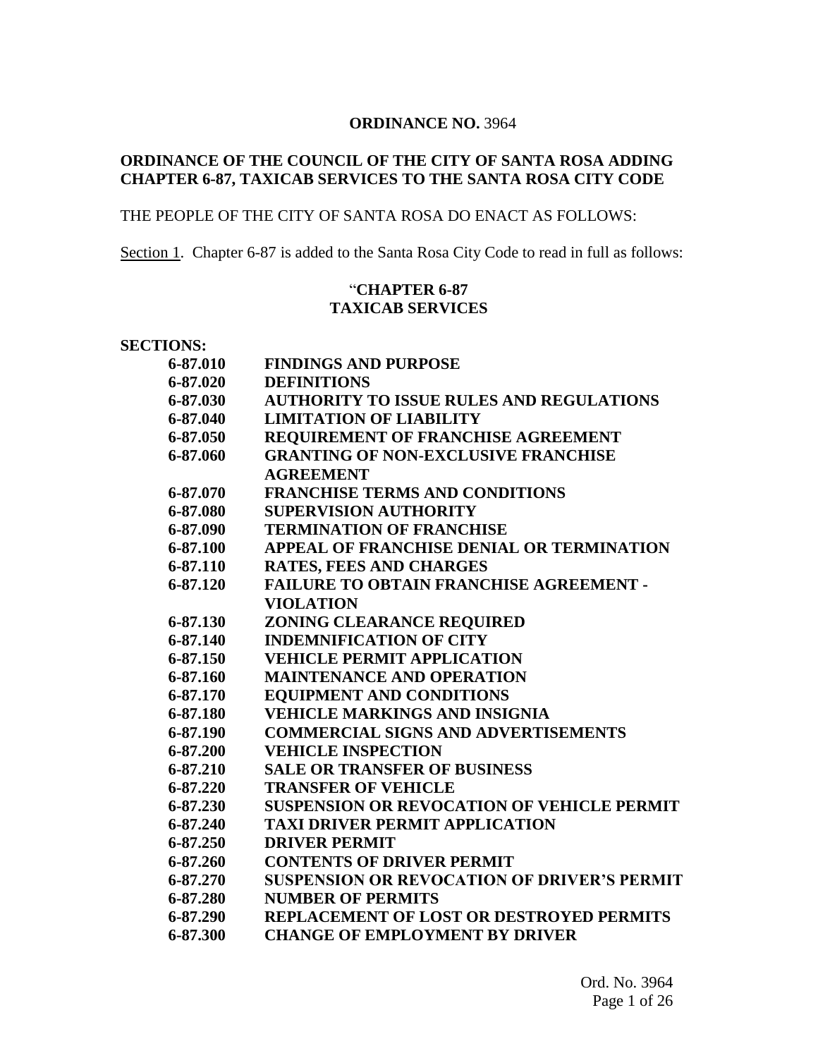**ORDINANCE NO.** 3964

**ORDINANCE OF THE COUNCIL OF THE CITY OF SANTA ROSA ADDING CHAPTER 6-87, TAXICAB SERVICES TO THE SANTA ROSA CITY CODE**

THE PEOPLE OF THE CITY OF SANTA ROSA DO ENACT AS FOLLOWS:

Section 1. Chapter 6-87 is added to the Santa Rosa City Code to read in full as follows:

"**CHAPTER 6-87**
**TAXICAB SERVICES**

**SECTIONS:**

| | |
|---|---|
| **6-87.010** | **FINDINGS AND PURPOSE** |
| **6-87.020** | **DEFINITIONS** |
| **6-87.030** | **AUTHORITY TO ISSUE RULES AND REGULATIONS** |
| **6-87.040** | **LIMITATION OF LIABILITY** |
| **6-87.050** | **REQUIREMENT OF FRANCHISE AGREEMENT** |
| **6-87.060** | **GRANTING OF NON-EXCLUSIVE FRANCHISE AGREEMENT** |
| **6-87.070** | **FRANCHISE TERMS AND CONDITIONS** |
| **6-87.080** | **SUPERVISION AUTHORITY** |
| **6-87.090** | **TERMINATION OF FRANCHISE** |
| **6-87.100** | **APPEAL OF FRANCHISE DENIAL OR TERMINATION** |
| **6-87.110** | **RATES, FEES AND CHARGES** |
| **6-87.120** | **FAILURE TO OBTAIN FRANCHISE AGREEMENT - VIOLATION** |
| **6-87.130** | **ZONING CLEARANCE REQUIRED** |
| **6-87.140** | **INDEMNIFICATION OF CITY** |
| **6-87.150** | **VEHICLE PERMIT APPLICATION** |
| **6-87.160** | **MAINTENANCE AND OPERATION** |
| **6-87.170** | **EQUIPMENT AND CONDITIONS** |
| **6-87.180** | **VEHICLE MARKINGS AND INSIGNIA** |
| **6-87.190** | **COMMERCIAL SIGNS AND ADVERTISEMENTS** |
| **6-87.200** | **VEHICLE INSPECTION** |
| **6-87.210** | **SALE OR TRANSFER OF BUSINESS** |
| **6-87.220** | **TRANSFER OF VEHICLE** |
| **6-87.230** | **SUSPENSION OR REVOCATION OF VEHICLE PERMIT** |
| **6-87.240** | **TAXI DRIVER PERMIT APPLICATION** |
| **6-87.250** | **DRIVER PERMIT** |
| **6-87.260** | **CONTENTS OF DRIVER PERMIT** |
| **6-87.270** | **SUSPENSION OR REVOCATION OF DRIVER'S PERMIT** |
| **6-87.280** | **NUMBER OF PERMITS** |
| **6-87.290** | **REPLACEMENT OF LOST OR DESTROYED PERMITS** |
| **6-87.300** | **CHANGE OF EMPLOYMENT BY DRIVER** |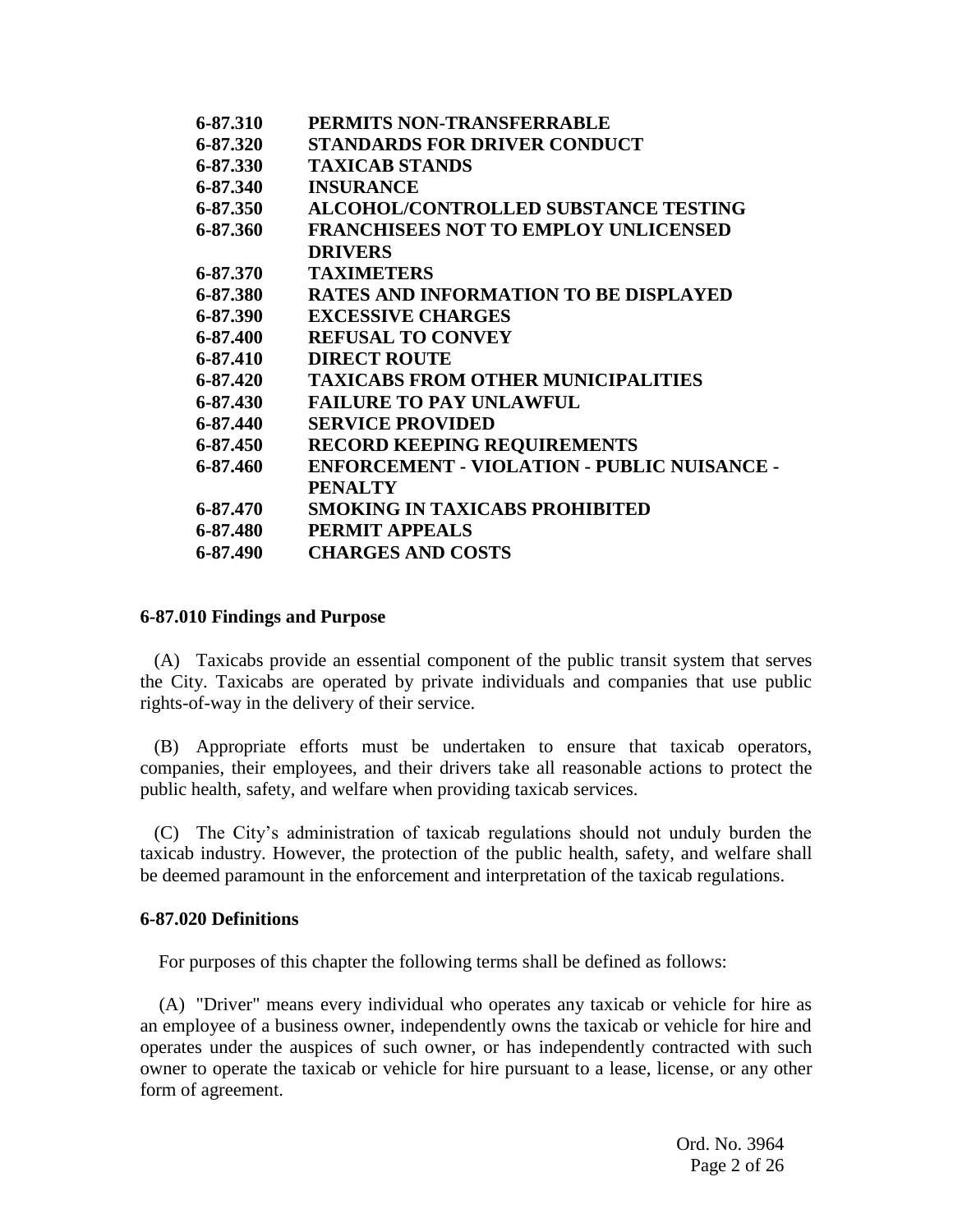| | |
|---|---|
| **6-87.310** | **PERMITS NON-TRANSFERRABLE** |
| **6-87.320** | **STANDARDS FOR DRIVER CONDUCT** |
| **6-87.330** | **TAXICAB STANDS** |
| **6-87.340** | **INSURANCE** |
| **6-87.350** | **ALCOHOL/CONTROLLED SUBSTANCE TESTING** |
| **6-87.360** | **FRANCHISEES NOT TO EMPLOY UNLICENSED DRIVERS** |
| **6-87.370** | **TAXIMETERS** |
| **6-87.380** | **RATES AND INFORMATION TO BE DISPLAYED** |
| **6-87.390** | **EXCESSIVE CHARGES** |
| **6-87.400** | **REFUSAL TO CONVEY** |
| **6-87.410** | **DIRECT ROUTE** |
| **6-87.420** | **TAXICABS FROM OTHER MUNICIPALITIES** |
| **6-87.430** | **FAILURE TO PAY UNLAWFUL** |
| **6-87.440** | **SERVICE PROVIDED** |
| **6-87.450** | **RECORD KEEPING REQUIREMENTS** |
| **6-87.460** | **ENFORCEMENT - VIOLATION - PUBLIC NUISANCE - PENALTY** |
| **6-87.470** | **SMOKING IN TAXICABS PROHIBITED** |
| **6-87.480** | **PERMIT APPEALS** |
| **6-87.490** | **CHARGES AND COSTS** |

### 6-87.010 Findings and Purpose

(A) Taxicabs provide an essential component of the public transit system that serves the City. Taxicabs are operated by private individuals and companies that use public rights-of-way in the delivery of their service.

(B) Appropriate efforts must be undertaken to ensure that taxicab operators, companies, their employees, and their drivers take all reasonable actions to protect the public health, safety, and welfare when providing taxicab services.

(C) The City's administration of taxicab regulations should not unduly burden the taxicab industry. However, the protection of the public health, safety, and welfare shall be deemed paramount in the enforcement and interpretation of the taxicab regulations.

### 6-87.020 Definitions

For purposes of this chapter the following terms shall be defined as follows:

(A) "Driver" means every individual who operates any taxicab or vehicle for hire as an employee of a business owner, independently owns the taxicab or vehicle for hire and operates under the auspices of such owner, or has independently contracted with such owner to operate the taxicab or vehicle for hire pursuant to a lease, license, or any other form of agreement.

Ord. No. 3964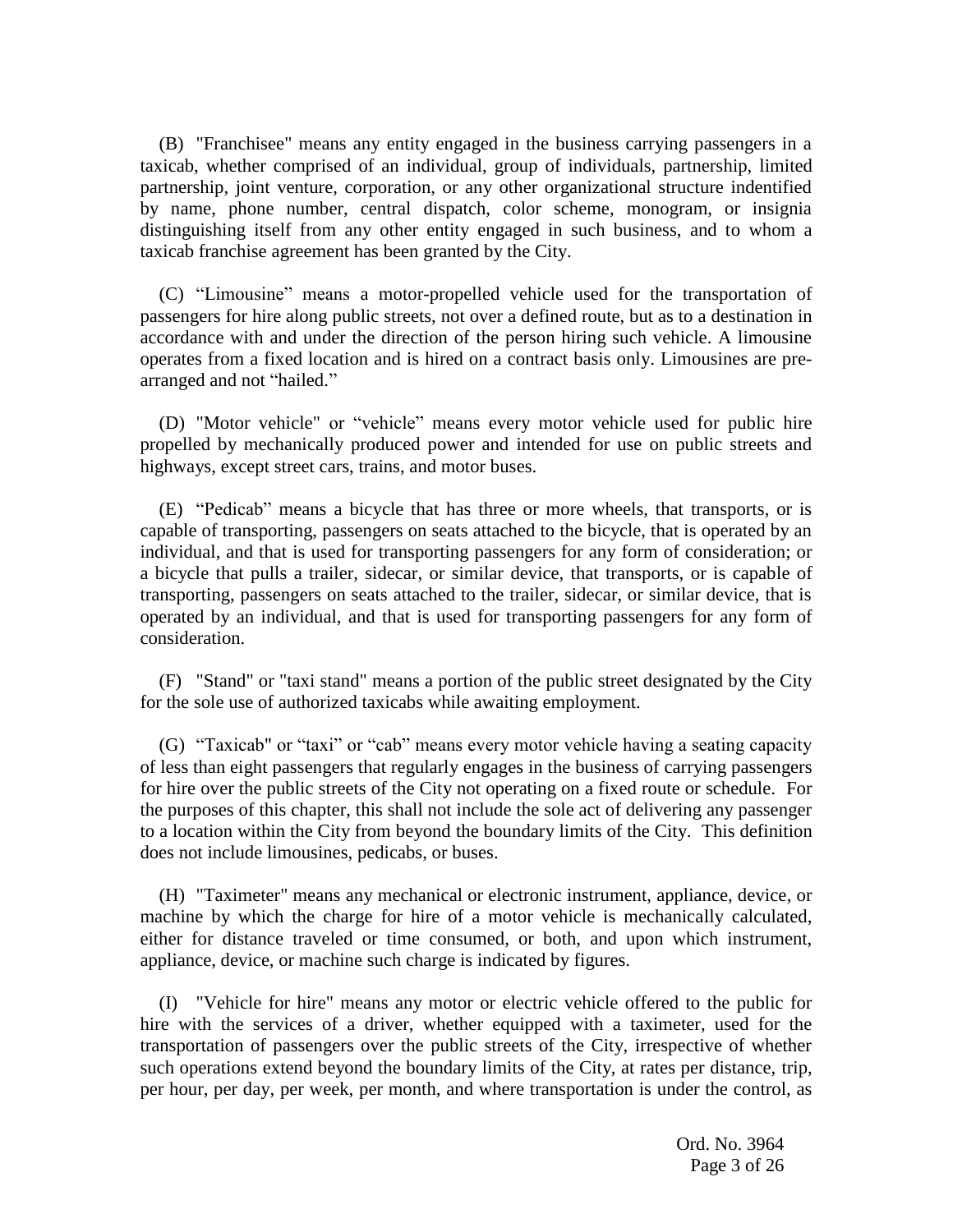(B) "Franchisee" means any entity engaged in the business carrying passengers in a taxicab, whether comprised of an individual, group of individuals, partnership, limited partnership, joint venture, corporation, or any other organizational structure indentified by name, phone number, central dispatch, color scheme, monogram, or insignia distinguishing itself from any other entity engaged in such business, and to whom a taxicab franchise agreement has been granted by the City.

(C) “Limousine” means a motor-propelled vehicle used for the transportation of passengers for hire along public streets, not over a defined route, but as to a destination in accordance with and under the direction of the person hiring such vehicle. A limousine operates from a fixed location and is hired on a contract basis only. Limousines are pre-arranged and not “hailed.”

(D) "Motor vehicle" or “vehicle” means every motor vehicle used for public hire propelled by mechanically produced power and intended for use on public streets and highways, except street cars, trains, and motor buses.

(E) “Pedicab” means a bicycle that has three or more wheels, that transports, or is capable of transporting, passengers on seats attached to the bicycle, that is operated by an individual, and that is used for transporting passengers for any form of consideration; or a bicycle that pulls a trailer, sidecar, or similar device, that transports, or is capable of transporting, passengers on seats attached to the trailer, sidecar, or similar device, that is operated by an individual, and that is used for transporting passengers for any form of consideration.

(F) "Stand" or "taxi stand" means a portion of the public street designated by the City for the sole use of authorized taxicabs while awaiting employment.

(G) “Taxicab" or “taxi” or “cab” means every motor vehicle having a seating capacity of less than eight passengers that regularly engages in the business of carrying passengers for hire over the public streets of the City not operating on a fixed route or schedule. For the purposes of this chapter, this shall not include the sole act of delivering any passenger to a location within the City from beyond the boundary limits of the City. This definition does not include limousines, pedicabs, or buses.

(H) "Taximeter" means any mechanical or electronic instrument, appliance, device, or machine by which the charge for hire of a motor vehicle is mechanically calculated, either for distance traveled or time consumed, or both, and upon which instrument, appliance, device, or machine such charge is indicated by figures.

(I) "Vehicle for hire" means any motor or electric vehicle offered to the public for hire with the services of a driver, whether equipped with a taximeter, used for the transportation of passengers over the public streets of the City, irrespective of whether such operations extend beyond the boundary limits of the City, at rates per distance, trip, per hour, per day, per week, per month, and where transportation is under the control, as

Ord. No. 3964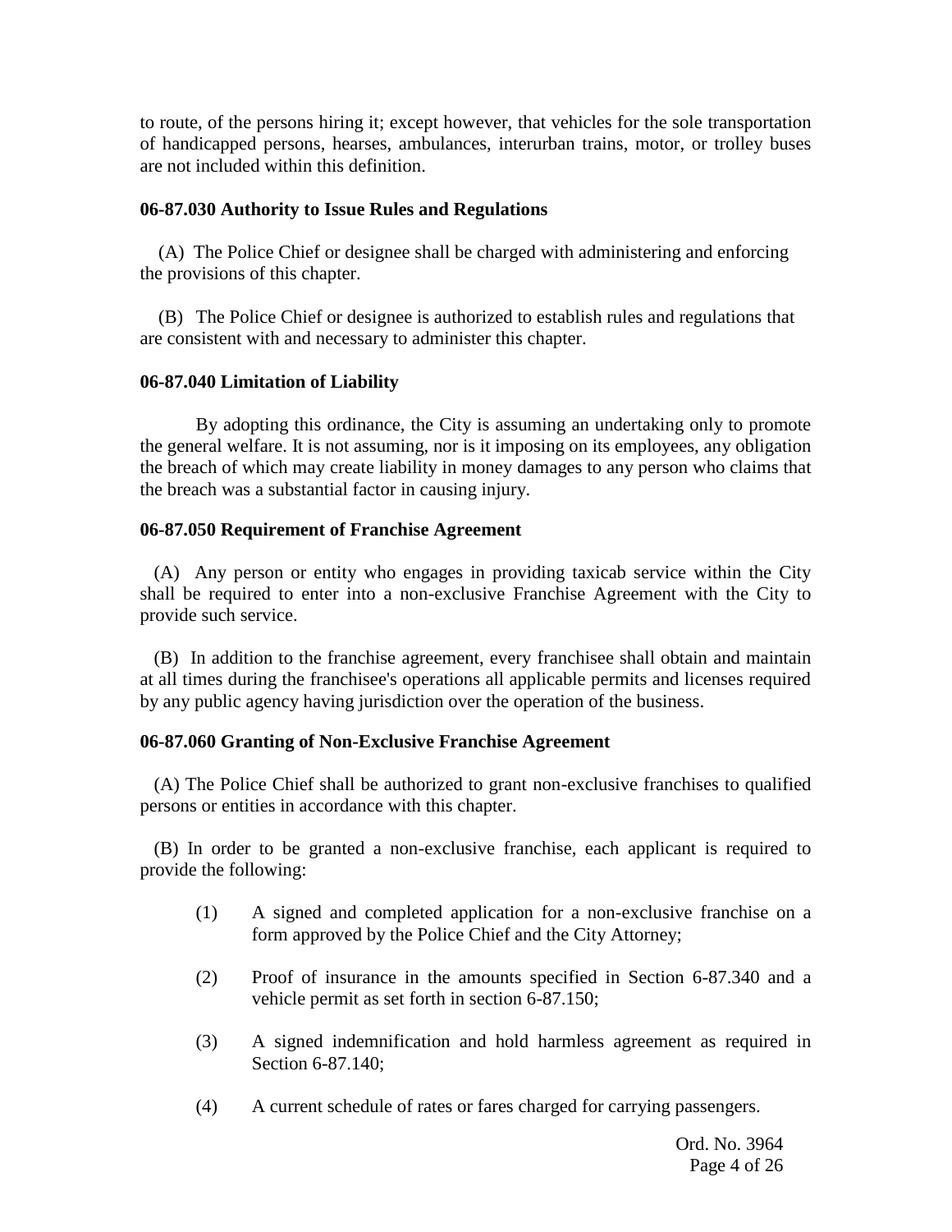to route, of the persons hiring it; except however, that vehicles for the sole transportation of handicapped persons, hearses, ambulances, interurban trains, motor, or trolley buses are not included within this definition.

**06-87.030 Authority to Issue Rules and Regulations**

(A) The Police Chief or designee shall be charged with administering and enforcing the provisions of this chapter.

(B) The Police Chief or designee is authorized to establish rules and regulations that are consistent with and necessary to administer this chapter.

**06-87.040 Limitation of Liability**

By adopting this ordinance, the City is assuming an undertaking only to promote the general welfare. It is not assuming, nor is it imposing on its employees, any obligation the breach of which may create liability in money damages to any person who claims that the breach was a substantial factor in causing injury.

**06-87.050 Requirement of Franchise Agreement**

(A) Any person or entity who engages in providing taxicab service within the City shall be required to enter into a non-exclusive Franchise Agreement with the City to provide such service.

(B) In addition to the franchise agreement, every franchisee shall obtain and maintain at all times during the franchisee's operations all applicable permits and licenses required by any public agency having jurisdiction over the operation of the business.

**06-87.060 Granting of Non-Exclusive Franchise Agreement**

(A) The Police Chief shall be authorized to grant non-exclusive franchises to qualified persons or entities in accordance with this chapter.

(B) In order to be granted a non-exclusive franchise, each applicant is required to provide the following:

(1) A signed and completed application for a non-exclusive franchise on a form approved by the Police Chief and the City Attorney;

(2) Proof of insurance in the amounts specified in Section 6-87.340 and a vehicle permit as set forth in section 6-87.150;

(3) A signed indemnification and hold harmless agreement as required in Section 6-87.140;

(4) A current schedule of rates or fares charged for carrying passengers.

Ord. No. 3964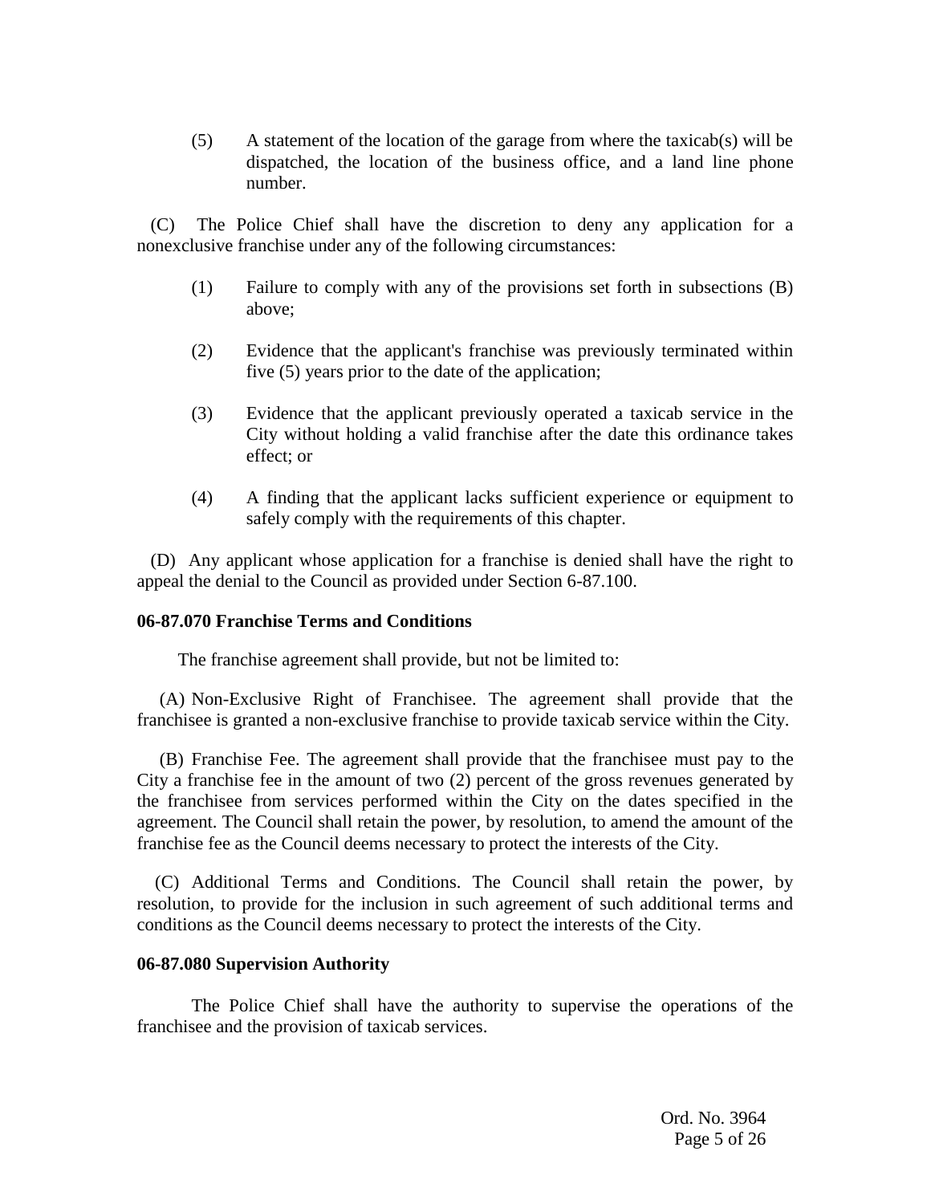(5) A statement of the location of the garage from where the taxicab(s) will be dispatched, the location of the business office, and a land line phone number.

(C) The Police Chief shall have the discretion to deny any application for a nonexclusive franchise under any of the following circumstances:

(1) Failure to comply with any of the provisions set forth in subsections (B) above;

(2) Evidence that the applicant's franchise was previously terminated within five (5) years prior to the date of the application;

(3) Evidence that the applicant previously operated a taxicab service in the City without holding a valid franchise after the date this ordinance takes effect; or

(4) A finding that the applicant lacks sufficient experience or equipment to safely comply with the requirements of this chapter.

(D) Any applicant whose application for a franchise is denied shall have the right to appeal the denial to the Council as provided under Section 6-87.100.

**06-87.070 Franchise Terms and Conditions**

The franchise agreement shall provide, but not be limited to:

(A) Non-Exclusive Right of Franchisee. The agreement shall provide that the franchisee is granted a non-exclusive franchise to provide taxicab service within the City.

(B) Franchise Fee. The agreement shall provide that the franchisee must pay to the City a franchise fee in the amount of two (2) percent of the gross revenues generated by the franchisee from services performed within the City on the dates specified in the agreement. The Council shall retain the power, by resolution, to amend the amount of the franchise fee as the Council deems necessary to protect the interests of the City.

(C) Additional Terms and Conditions. The Council shall retain the power, by resolution, to provide for the inclusion in such agreement of such additional terms and conditions as the Council deems necessary to protect the interests of the City.

**06-87.080 Supervision Authority**

The Police Chief shall have the authority to supervise the operations of the franchisee and the provision of taxicab services.

Ord. No. 3964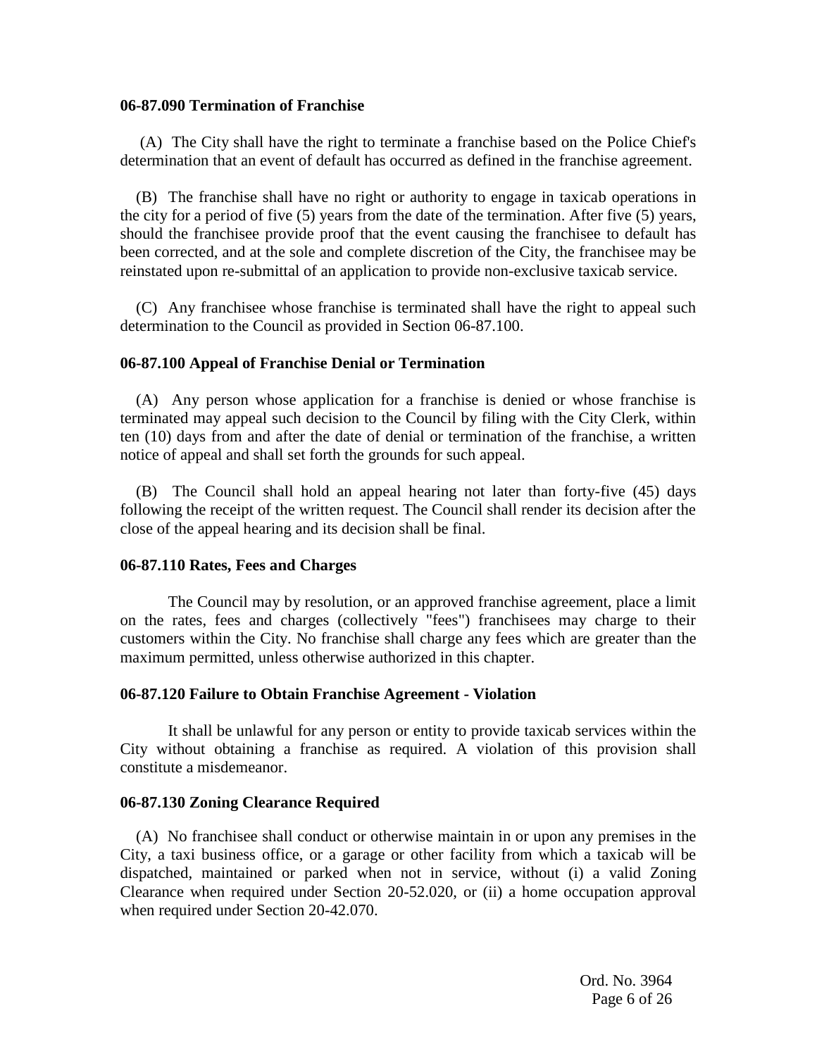### 06-87.090 Termination of Franchise

(A) The City shall have the right to terminate a franchise based on the Police Chief's determination that an event of default has occurred as defined in the franchise agreement.

(B) The franchise shall have no right or authority to engage in taxicab operations in the city for a period of five (5) years from the date of the termination. After five (5) years, should the franchisee provide proof that the event causing the franchisee to default has been corrected, and at the sole and complete discretion of the City, the franchisee may be reinstated upon re-submittal of an application to provide non-exclusive taxicab service.

(C) Any franchisee whose franchise is terminated shall have the right to appeal such determination to the Council as provided in Section 06-87.100.

### 06-87.100 Appeal of Franchise Denial or Termination

(A) Any person whose application for a franchise is denied or whose franchise is terminated may appeal such decision to the Council by filing with the City Clerk, within ten (10) days from and after the date of denial or termination of the franchise, a written notice of appeal and shall set forth the grounds for such appeal.

(B) The Council shall hold an appeal hearing not later than forty-five (45) days following the receipt of the written request. The Council shall render its decision after the close of the appeal hearing and its decision shall be final.

### 06-87.110 Rates, Fees and Charges

The Council may by resolution, or an approved franchise agreement, place a limit on the rates, fees and charges (collectively "fees") franchisees may charge to their customers within the City. No franchise shall charge any fees which are greater than the maximum permitted, unless otherwise authorized in this chapter.

### 06-87.120 Failure to Obtain Franchise Agreement - Violation

It shall be unlawful for any person or entity to provide taxicab services within the City without obtaining a franchise as required. A violation of this provision shall constitute a misdemeanor.

### 06-87.130 Zoning Clearance Required

(A) No franchisee shall conduct or otherwise maintain in or upon any premises in the City, a taxi business office, or a garage or other facility from which a taxicab will be dispatched, maintained or parked when not in service, without (i) a valid Zoning Clearance when required under Section 20-52.020, or (ii) a home occupation approval when required under Section 20-42.070.

Ord. No. 3964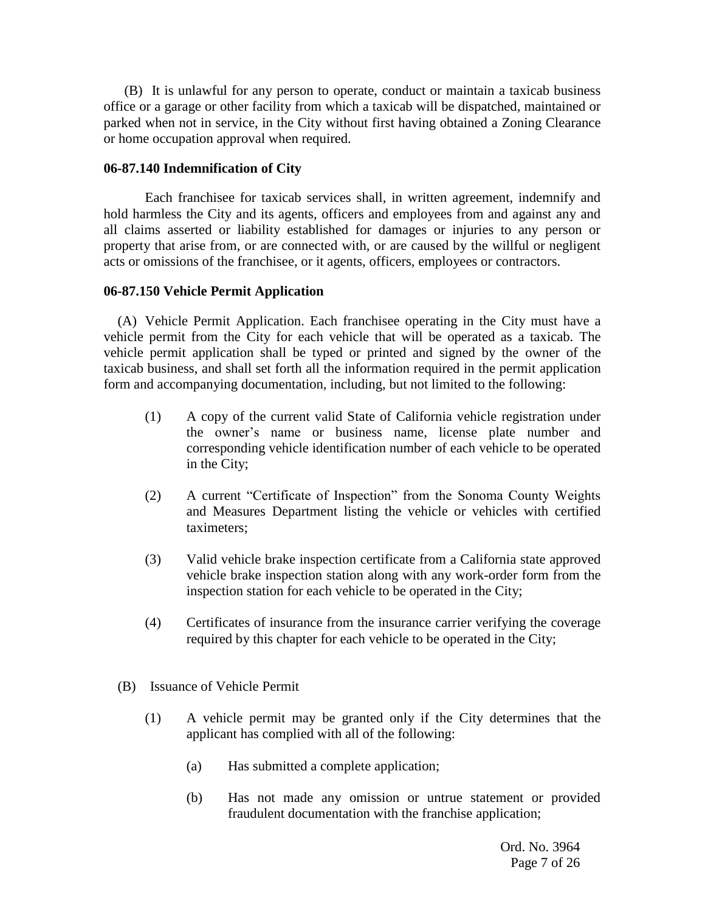(B) It is unlawful for any person to operate, conduct or maintain a taxicab business office or a garage or other facility from which a taxicab will be dispatched, maintained or parked when not in service, in the City without first having obtained a Zoning Clearance or home occupation approval when required.

**06-87.140 Indemnification of City**

Each franchisee for taxicab services shall, in written agreement, indemnify and hold harmless the City and its agents, officers and employees from and against any and all claims asserted or liability established for damages or injuries to any person or property that arise from, or are connected with, or are caused by the willful or negligent acts or omissions of the franchisee, or it agents, officers, employees or contractors.

**06-87.150 Vehicle Permit Application**

(A) Vehicle Permit Application. Each franchisee operating in the City must have a vehicle permit from the City for each vehicle that will be operated as a taxicab. The vehicle permit application shall be typed or printed and signed by the owner of the taxicab business, and shall set forth all the information required in the permit application form and accompanying documentation, including, but not limited to the following:

(1) A copy of the current valid State of California vehicle registration under the owner's name or business name, license plate number and corresponding vehicle identification number of each vehicle to be operated in the City;

(2) A current "Certificate of Inspection" from the Sonoma County Weights and Measures Department listing the vehicle or vehicles with certified taximeters;

(3) Valid vehicle brake inspection certificate from a California state approved vehicle brake inspection station along with any work-order form from the inspection station for each vehicle to be operated in the City;

(4) Certificates of insurance from the insurance carrier verifying the coverage required by this chapter for each vehicle to be operated in the City;

(B) Issuance of Vehicle Permit

(1) A vehicle permit may be granted only if the City determines that the applicant has complied with all of the following:

(a) Has submitted a complete application;

(b) Has not made any omission or untrue statement or provided fraudulent documentation with the franchise application;

Ord. No. 3964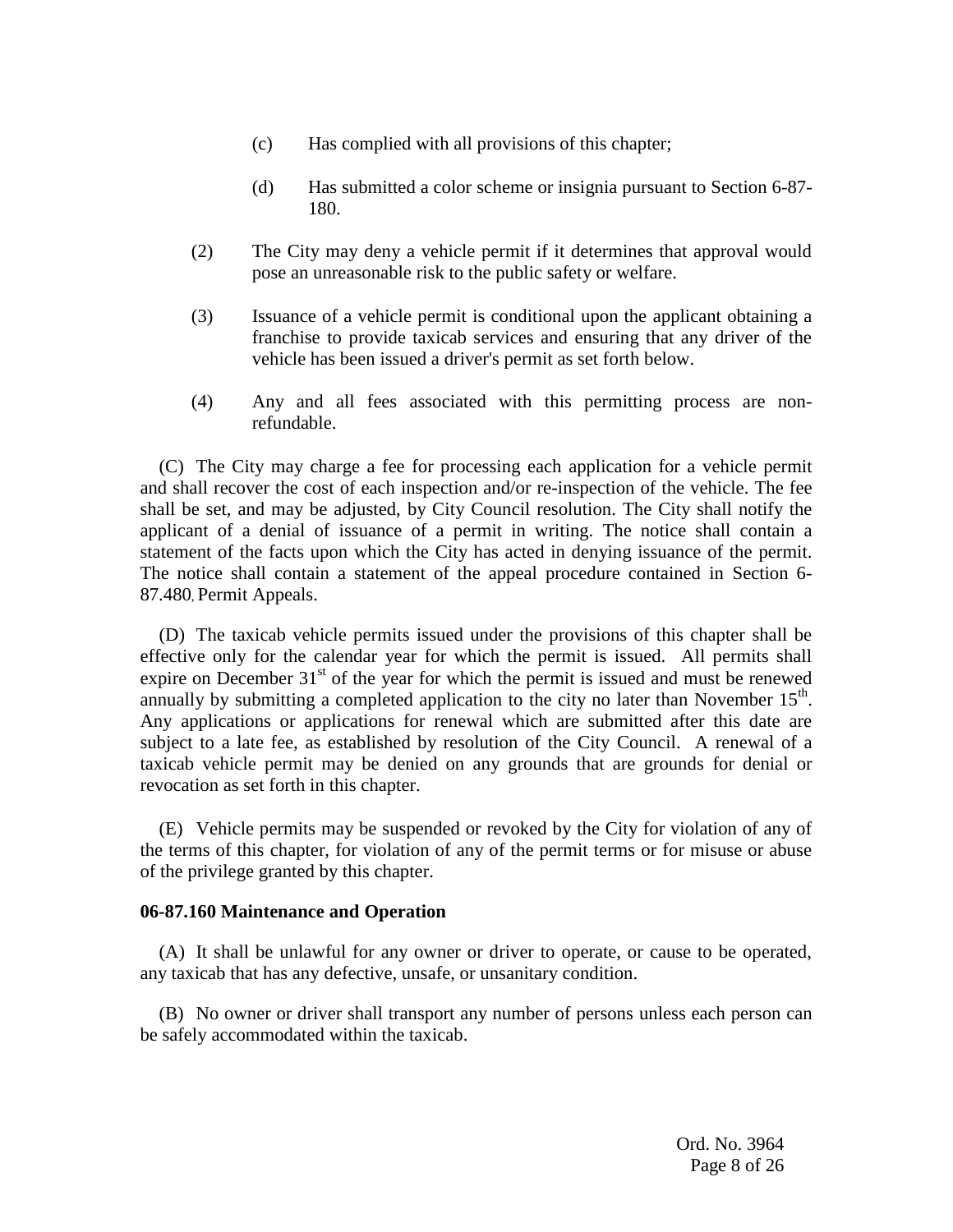(c) Has complied with all provisions of this chapter;

(d) Has submitted a color scheme or insignia pursuant to Section 6-87-180.

(2) The City may deny a vehicle permit if it determines that approval would pose an unreasonable risk to the public safety or welfare.

(3) Issuance of a vehicle permit is conditional upon the applicant obtaining a franchise to provide taxicab services and ensuring that any driver of the vehicle has been issued a driver's permit as set forth below.

(4) Any and all fees associated with this permitting process are non-refundable.

(C) The City may charge a fee for processing each application for a vehicle permit and shall recover the cost of each inspection and/or re-inspection of the vehicle. The fee shall be set, and may be adjusted, by City Council resolution. The City shall notify the applicant of a denial of issuance of a permit in writing. The notice shall contain a statement of the facts upon which the City has acted in denying issuance of the permit. The notice shall contain a statement of the appeal procedure contained in Section 6-87.480, Permit Appeals.

(D) The taxicab vehicle permits issued under the provisions of this chapter shall be effective only for the calendar year for which the permit is issued. All permits shall expire on December 31st of the year for which the permit is issued and must be renewed annually by submitting a completed application to the city no later than November 15th. Any applications or applications for renewal which are submitted after this date are subject to a late fee, as established by resolution of the City Council. A renewal of a taxicab vehicle permit may be denied on any grounds that are grounds for denial or revocation as set forth in this chapter.

(E) Vehicle permits may be suspended or revoked by the City for violation of any of the terms of this chapter, for violation of any of the permit terms or for misuse or abuse of the privilege granted by this chapter.

**06-87.160 Maintenance and Operation**

(A) It shall be unlawful for any owner or driver to operate, or cause to be operated, any taxicab that has any defective, unsafe, or unsanitary condition.

(B) No owner or driver shall transport any number of persons unless each person can be safely accommodated within the taxicab.

Ord. No. 3964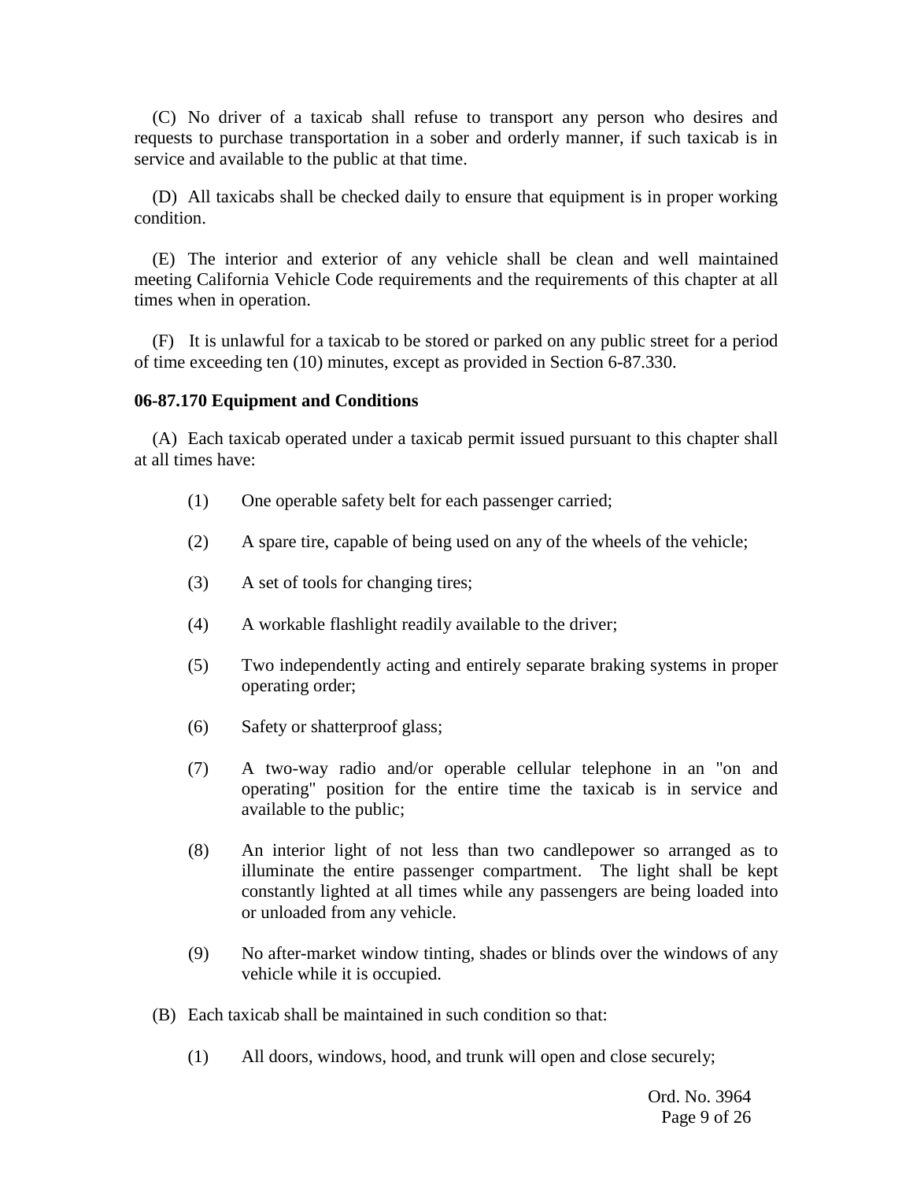(C) No driver of a taxicab shall refuse to transport any person who desires and requests to purchase transportation in a sober and orderly manner, if such taxicab is in service and available to the public at that time.

(D) All taxicabs shall be checked daily to ensure that equipment is in proper working condition.

(E) The interior and exterior of any vehicle shall be clean and well maintained meeting California Vehicle Code requirements and the requirements of this chapter at all times when in operation.

(F) It is unlawful for a taxicab to be stored or parked on any public street for a period of time exceeding ten (10) minutes, except as provided in Section 6-87.330.

**06-87.170 Equipment and Conditions**

(A) Each taxicab operated under a taxicab permit issued pursuant to this chapter shall at all times have:

(1) One operable safety belt for each passenger carried;

(2) A spare tire, capable of being used on any of the wheels of the vehicle;

(3) A set of tools for changing tires;

(4) A workable flashlight readily available to the driver;

(5) Two independently acting and entirely separate braking systems in proper operating order;

(6) Safety or shatterproof glass;

(7) A two-way radio and/or operable cellular telephone in an "on and operating" position for the entire time the taxicab is in service and available to the public;

(8) An interior light of not less than two candlepower so arranged as to illuminate the entire passenger compartment. The light shall be kept constantly lighted at all times while any passengers are being loaded into or unloaded from any vehicle.

(9) No after-market window tinting, shades or blinds over the windows of any vehicle while it is occupied.

(B) Each taxicab shall be maintained in such condition so that:

(1) All doors, windows, hood, and trunk will open and close securely;

Ord. No. 3964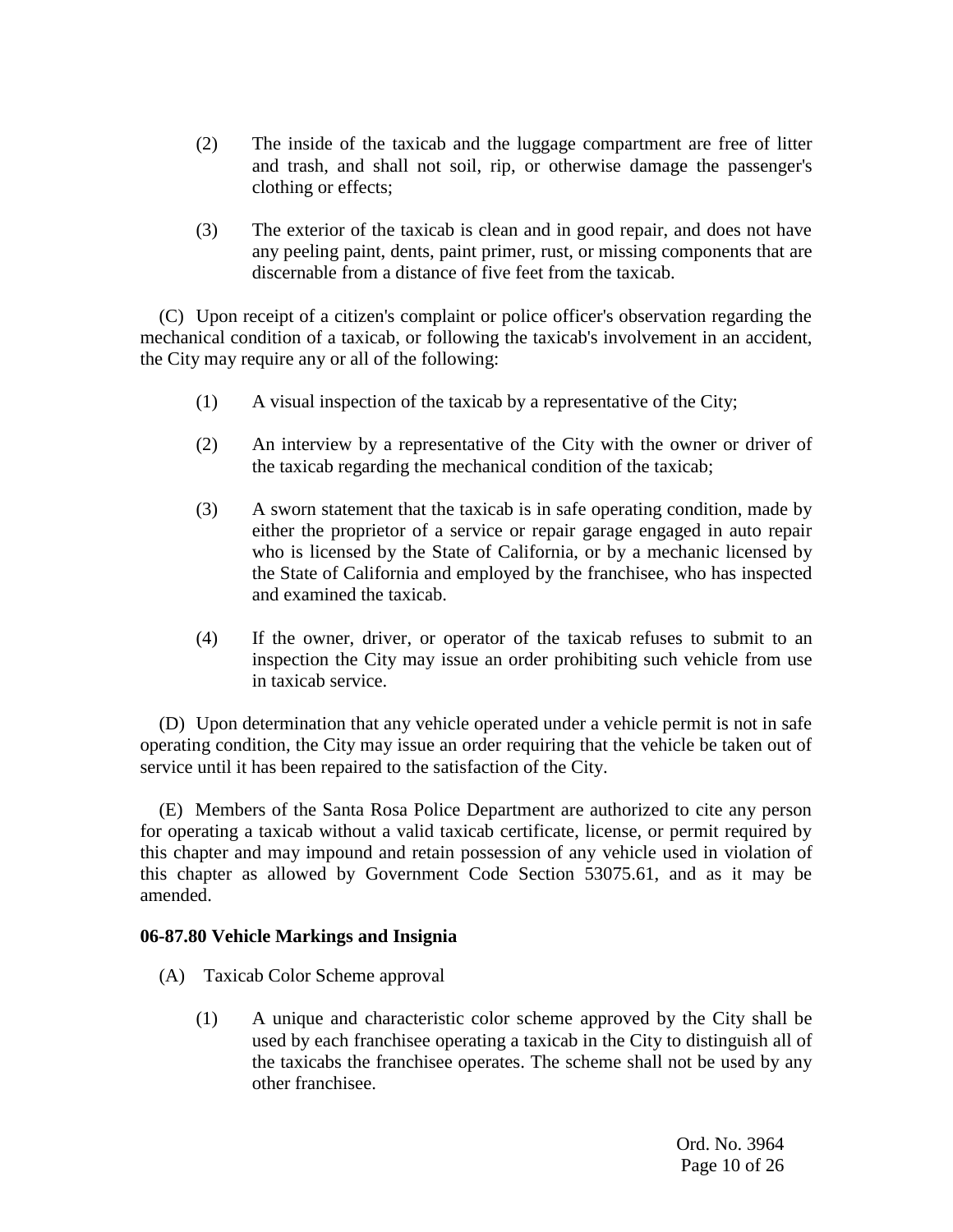(2) The inside of the taxicab and the luggage compartment are free of litter and trash, and shall not soil, rip, or otherwise damage the passenger's clothing or effects;

(3) The exterior of the taxicab is clean and in good repair, and does not have any peeling paint, dents, paint primer, rust, or missing components that are discernable from a distance of five feet from the taxicab.

(C) Upon receipt of a citizen's complaint or police officer's observation regarding the mechanical condition of a taxicab, or following the taxicab's involvement in an accident, the City may require any or all of the following:

(1) A visual inspection of the taxicab by a representative of the City;

(2) An interview by a representative of the City with the owner or driver of the taxicab regarding the mechanical condition of the taxicab;

(3) A sworn statement that the taxicab is in safe operating condition, made by either the proprietor of a service or repair garage engaged in auto repair who is licensed by the State of California, or by a mechanic licensed by the State of California and employed by the franchisee, who has inspected and examined the taxicab.

(4) If the owner, driver, or operator of the taxicab refuses to submit to an inspection the City may issue an order prohibiting such vehicle from use in taxicab service.

(D) Upon determination that any vehicle operated under a vehicle permit is not in safe operating condition, the City may issue an order requiring that the vehicle be taken out of service until it has been repaired to the satisfaction of the City.

(E) Members of the Santa Rosa Police Department are authorized to cite any person for operating a taxicab without a valid taxicab certificate, license, or permit required by this chapter and may impound and retain possession of any vehicle used in violation of this chapter as allowed by Government Code Section 53075.61, and as it may be amended.

**06-87.80 Vehicle Markings and Insignia**

(A) Taxicab Color Scheme approval

(1) A unique and characteristic color scheme approved by the City shall be used by each franchisee operating a taxicab in the City to distinguish all of the taxicabs the franchisee operates. The scheme shall not be used by any other franchisee.

Ord. No. 3964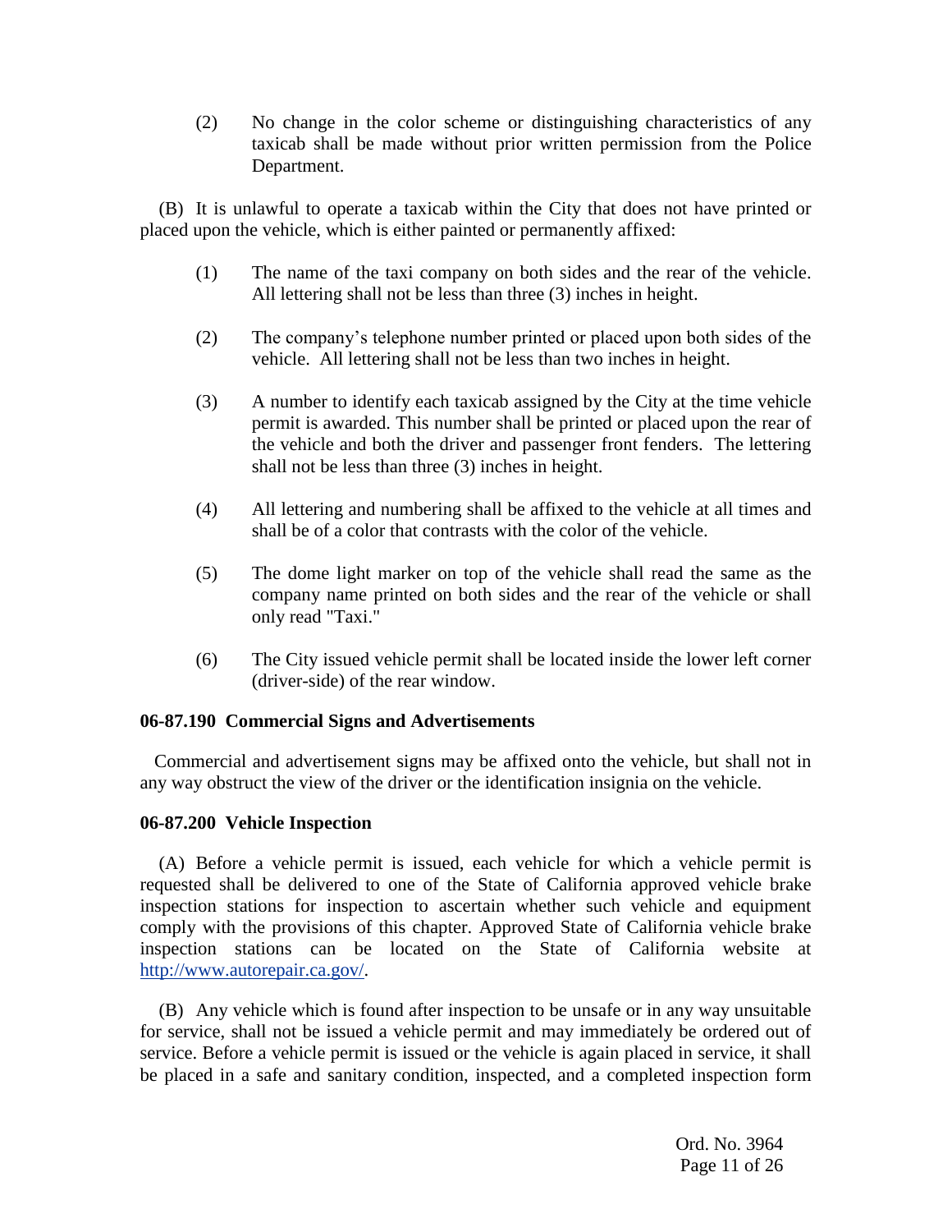(2) No change in the color scheme or distinguishing characteristics of any taxicab shall be made without prior written permission from the Police Department.

(B) It is unlawful to operate a taxicab within the City that does not have printed or placed upon the vehicle, which is either painted or permanently affixed:

(1) The name of the taxi company on both sides and the rear of the vehicle. All lettering shall not be less than three (3) inches in height.

(2) The company's telephone number printed or placed upon both sides of the vehicle. All lettering shall not be less than two inches in height.

(3) A number to identify each taxicab assigned by the City at the time vehicle permit is awarded. This number shall be printed or placed upon the rear of the vehicle and both the driver and passenger front fenders. The lettering shall not be less than three (3) inches in height.

(4) All lettering and numbering shall be affixed to the vehicle at all times and shall be of a color that contrasts with the color of the vehicle.

(5) The dome light marker on top of the vehicle shall read the same as the company name printed on both sides and the rear of the vehicle or shall only read "Taxi."

(6) The City issued vehicle permit shall be located inside the lower left corner (driver-side) of the rear window.

**06-87.190 Commercial Signs and Advertisements**

Commercial and advertisement signs may be affixed onto the vehicle, but shall not in any way obstruct the view of the driver or the identification insignia on the vehicle.

**06-87.200 Vehicle Inspection**

(A) Before a vehicle permit is issued, each vehicle for which a vehicle permit is requested shall be delivered to one of the State of California approved vehicle brake inspection stations for inspection to ascertain whether such vehicle and equipment comply with the provisions of this chapter. Approved State of California vehicle brake inspection stations can be located on the State of California website at http://www.autorepair.ca.gov/.

(B) Any vehicle which is found after inspection to be unsafe or in any way unsuitable for service, shall not be issued a vehicle permit and may immediately be ordered out of service. Before a vehicle permit is issued or the vehicle is again placed in service, it shall be placed in a safe and sanitary condition, inspected, and a completed inspection form

Ord. No. 3964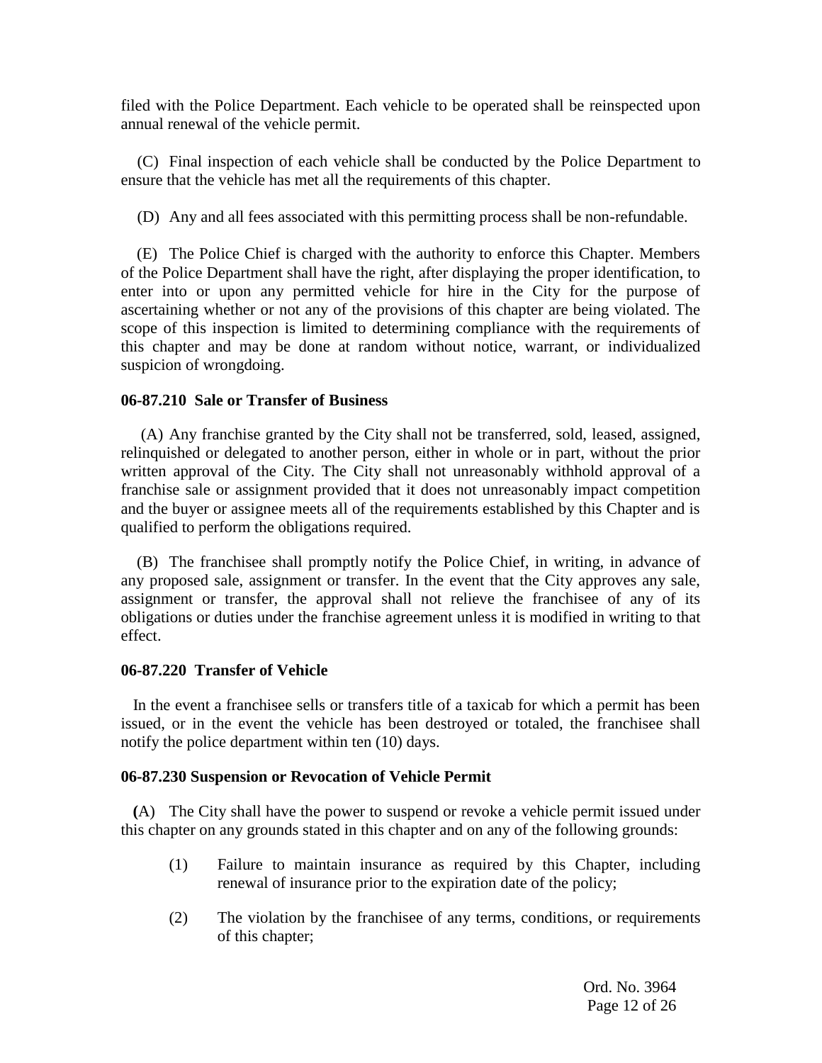filed with the Police Department. Each vehicle to be operated shall be reinspected upon annual renewal of the vehicle permit.

(C) Final inspection of each vehicle shall be conducted by the Police Department to ensure that the vehicle has met all the requirements of this chapter.

(D) Any and all fees associated with this permitting process shall be non-refundable.

(E) The Police Chief is charged with the authority to enforce this Chapter. Members of the Police Department shall have the right, after displaying the proper identification, to enter into or upon any permitted vehicle for hire in the City for the purpose of ascertaining whether or not any of the provisions of this chapter are being violated. The scope of this inspection is limited to determining compliance with the requirements of this chapter and may be done at random without notice, warrant, or individualized suspicion of wrongdoing.

**06-87.210 Sale or Transfer of Business**

(A) Any franchise granted by the City shall not be transferred, sold, leased, assigned, relinquished or delegated to another person, either in whole or in part, without the prior written approval of the City. The City shall not unreasonably withhold approval of a franchise sale or assignment provided that it does not unreasonably impact competition and the buyer or assignee meets all of the requirements established by this Chapter and is qualified to perform the obligations required.

(B) The franchisee shall promptly notify the Police Chief, in writing, in advance of any proposed sale, assignment or transfer. In the event that the City approves any sale, assignment or transfer, the approval shall not relieve the franchisee of any of its obligations or duties under the franchise agreement unless it is modified in writing to that effect.

**06-87.220 Transfer of Vehicle**

In the event a franchisee sells or transfers title of a taxicab for which a permit has been issued, or in the event the vehicle has been destroyed or totaled, the franchisee shall notify the police department within ten (10) days.

**06-87.230 Suspension or Revocation of Vehicle Permit**

(A) The City shall have the power to suspend or revoke a vehicle permit issued under this chapter on any grounds stated in this chapter and on any of the following grounds:

(1) Failure to maintain insurance as required by this Chapter, including renewal of insurance prior to the expiration date of the policy;

(2) The violation by the franchisee of any terms, conditions, or requirements of this chapter;

Ord. No. 3964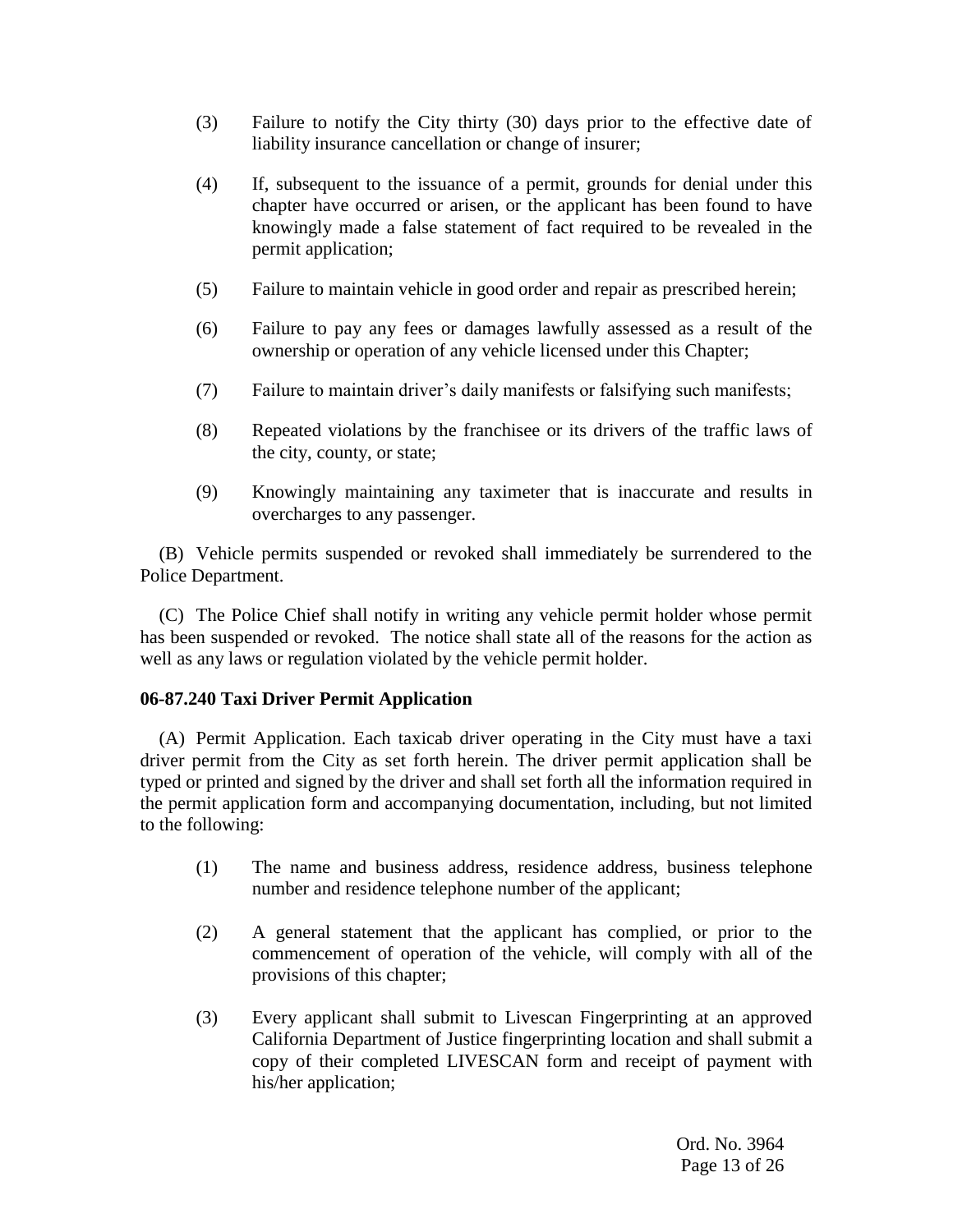(3) Failure to notify the City thirty (30) days prior to the effective date of liability insurance cancellation or change of insurer;

(4) If, subsequent to the issuance of a permit, grounds for denial under this chapter have occurred or arisen, or the applicant has been found to have knowingly made a false statement of fact required to be revealed in the permit application;

(5) Failure to maintain vehicle in good order and repair as prescribed herein;

(6) Failure to pay any fees or damages lawfully assessed as a result of the ownership or operation of any vehicle licensed under this Chapter;

(7) Failure to maintain driver's daily manifests or falsifying such manifests;

(8) Repeated violations by the franchisee or its drivers of the traffic laws of the city, county, or state;

(9) Knowingly maintaining any taximeter that is inaccurate and results in overcharges to any passenger.

(B) Vehicle permits suspended or revoked shall immediately be surrendered to the Police Department.

(C) The Police Chief shall notify in writing any vehicle permit holder whose permit has been suspended or revoked. The notice shall state all of the reasons for the action as well as any laws or regulation violated by the vehicle permit holder.

**06-87.240 Taxi Driver Permit Application**

(A) Permit Application. Each taxicab driver operating in the City must have a taxi driver permit from the City as set forth herein. The driver permit application shall be typed or printed and signed by the driver and shall set forth all the information required in the permit application form and accompanying documentation, including, but not limited to the following:

(1) The name and business address, residence address, business telephone number and residence telephone number of the applicant;

(2) A general statement that the applicant has complied, or prior to the commencement of operation of the vehicle, will comply with all of the provisions of this chapter;

(3) Every applicant shall submit to Livescan Fingerprinting at an approved California Department of Justice fingerprinting location and shall submit a copy of their completed LIVESCAN form and receipt of payment with his/her application;

Ord. No. 3964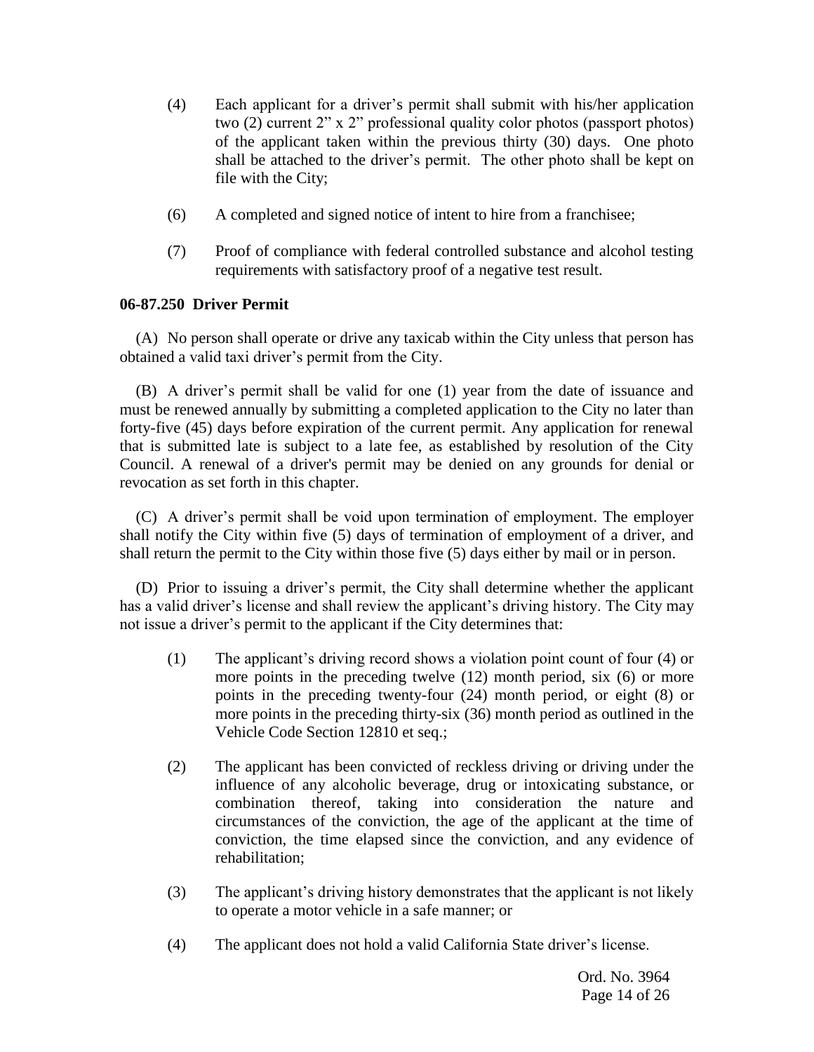(4) Each applicant for a driver's permit shall submit with his/her application two (2) current 2" x 2" professional quality color photos (passport photos) of the applicant taken within the previous thirty (30) days. One photo shall be attached to the driver's permit. The other photo shall be kept on file with the City;

(6) A completed and signed notice of intent to hire from a franchisee;

(7) Proof of compliance with federal controlled substance and alcohol testing requirements with satisfactory proof of a negative test result.

**06-87.250 Driver Permit**

(A) No person shall operate or drive any taxicab within the City unless that person has obtained a valid taxi driver's permit from the City.

(B) A driver's permit shall be valid for one (1) year from the date of issuance and must be renewed annually by submitting a completed application to the City no later than forty-five (45) days before expiration of the current permit. Any application for renewal that is submitted late is subject to a late fee, as established by resolution of the City Council. A renewal of a driver's permit may be denied on any grounds for denial or revocation as set forth in this chapter.

(C) A driver's permit shall be void upon termination of employment. The employer shall notify the City within five (5) days of termination of employment of a driver, and shall return the permit to the City within those five (5) days either by mail or in person.

(D) Prior to issuing a driver's permit, the City shall determine whether the applicant has a valid driver's license and shall review the applicant's driving history. The City may not issue a driver's permit to the applicant if the City determines that:

(1) The applicant's driving record shows a violation point count of four (4) or more points in the preceding twelve (12) month period, six (6) or more points in the preceding twenty-four (24) month period, or eight (8) or more points in the preceding thirty-six (36) month period as outlined in the Vehicle Code Section 12810 et seq.;

(2) The applicant has been convicted of reckless driving or driving under the influence of any alcoholic beverage, drug or intoxicating substance, or combination thereof, taking into consideration the nature and circumstances of the conviction, the age of the applicant at the time of conviction, the time elapsed since the conviction, and any evidence of rehabilitation;

(3) The applicant's driving history demonstrates that the applicant is not likely to operate a motor vehicle in a safe manner; or

(4) The applicant does not hold a valid California State driver's license.

Ord. No. 3964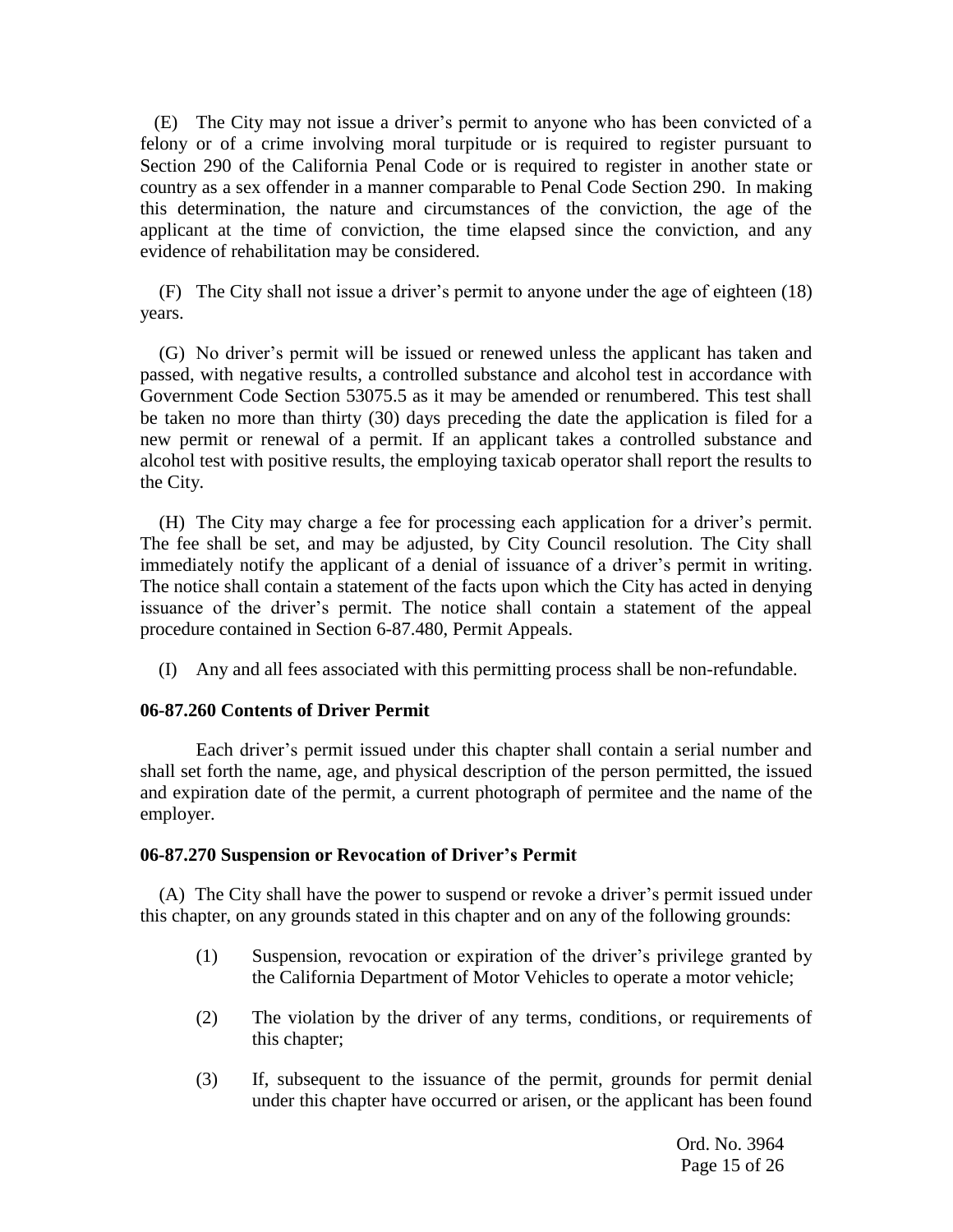(E) The City may not issue a driver's permit to anyone who has been convicted of a felony or of a crime involving moral turpitude or is required to register pursuant to Section 290 of the California Penal Code or is required to register in another state or country as a sex offender in a manner comparable to Penal Code Section 290. In making this determination, the nature and circumstances of the conviction, the age of the applicant at the time of conviction, the time elapsed since the conviction, and any evidence of rehabilitation may be considered.

(F) The City shall not issue a driver's permit to anyone under the age of eighteen (18) years.

(G) No driver's permit will be issued or renewed unless the applicant has taken and passed, with negative results, a controlled substance and alcohol test in accordance with Government Code Section 53075.5 as it may be amended or renumbered. This test shall be taken no more than thirty (30) days preceding the date the application is filed for a new permit or renewal of a permit. If an applicant takes a controlled substance and alcohol test with positive results, the employing taxicab operator shall report the results to the City.

(H) The City may charge a fee for processing each application for a driver's permit. The fee shall be set, and may be adjusted, by City Council resolution. The City shall immediately notify the applicant of a denial of issuance of a driver's permit in writing. The notice shall contain a statement of the facts upon which the City has acted in denying issuance of the driver's permit. The notice shall contain a statement of the appeal procedure contained in Section 6-87.480, Permit Appeals.

(I) Any and all fees associated with this permitting process shall be non-refundable.

**06-87.260 Contents of Driver Permit**

Each driver's permit issued under this chapter shall contain a serial number and shall set forth the name, age, and physical description of the person permitted, the issued and expiration date of the permit, a current photograph of permitee and the name of the employer.

**06-87.270 Suspension or Revocation of Driver's Permit**

(A) The City shall have the power to suspend or revoke a driver's permit issued under this chapter, on any grounds stated in this chapter and on any of the following grounds:

(1) Suspension, revocation or expiration of the driver's privilege granted by the California Department of Motor Vehicles to operate a motor vehicle;

(2) The violation by the driver of any terms, conditions, or requirements of this chapter;

(3) If, subsequent to the issuance of the permit, grounds for permit denial under this chapter have occurred or arisen, or the applicant has been found

Ord. No. 3964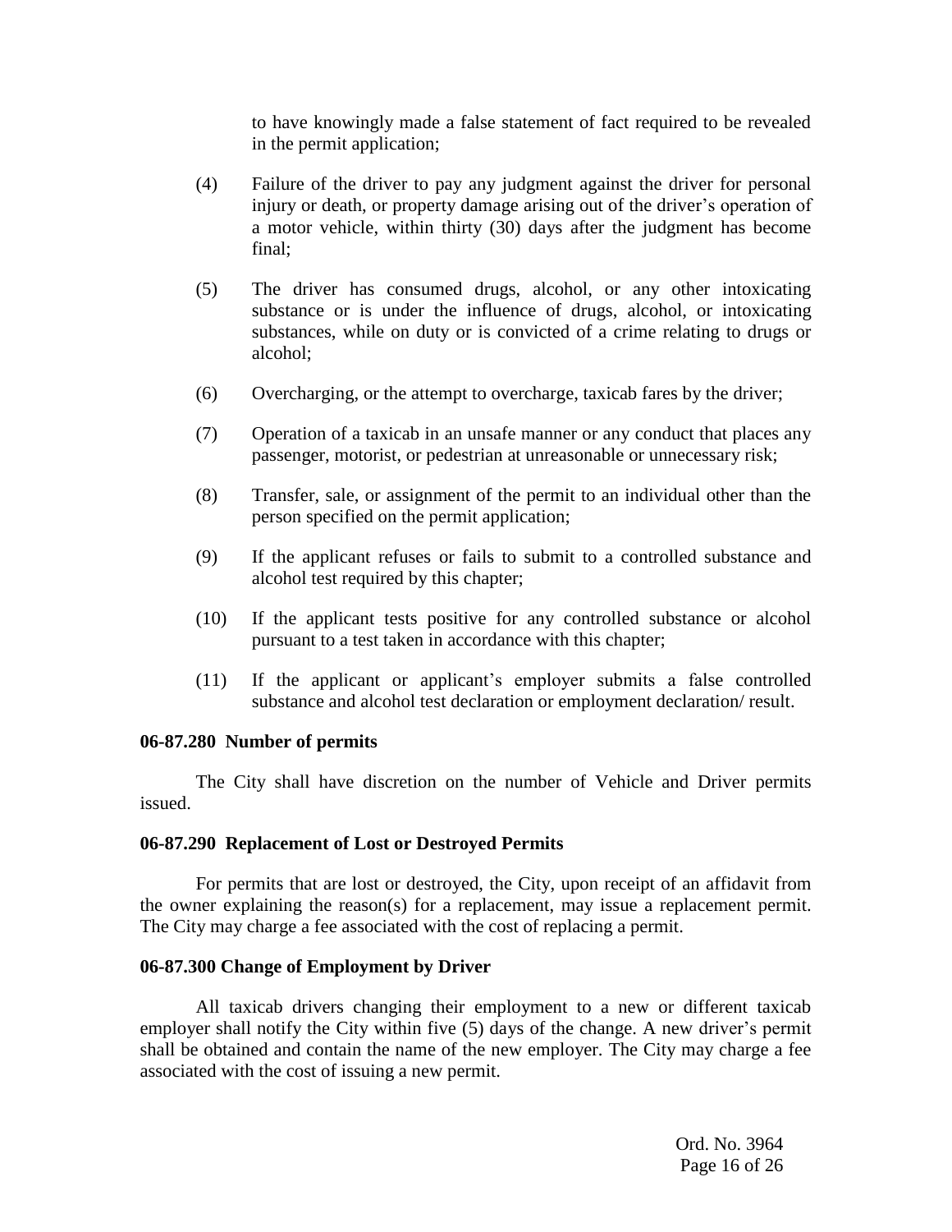to have knowingly made a false statement of fact required to be revealed in the permit application;

(4) Failure of the driver to pay any judgment against the driver for personal injury or death, or property damage arising out of the driver's operation of a motor vehicle, within thirty (30) days after the judgment has become final;

(5) The driver has consumed drugs, alcohol, or any other intoxicating substance or is under the influence of drugs, alcohol, or intoxicating substances, while on duty or is convicted of a crime relating to drugs or alcohol;

(6) Overcharging, or the attempt to overcharge, taxicab fares by the driver;

(7) Operation of a taxicab in an unsafe manner or any conduct that places any passenger, motorist, or pedestrian at unreasonable or unnecessary risk;

(8) Transfer, sale, or assignment of the permit to an individual other than the person specified on the permit application;

(9) If the applicant refuses or fails to submit to a controlled substance and alcohol test required by this chapter;

(10) If the applicant tests positive for any controlled substance or alcohol pursuant to a test taken in accordance with this chapter;

(11) If the applicant or applicant's employer submits a false controlled substance and alcohol test declaration or employment declaration/ result.

**06-87.280 Number of permits**

The City shall have discretion on the number of Vehicle and Driver permits issued.

**06-87.290 Replacement of Lost or Destroyed Permits**

For permits that are lost or destroyed, the City, upon receipt of an affidavit from the owner explaining the reason(s) for a replacement, may issue a replacement permit. The City may charge a fee associated with the cost of replacing a permit.

**06-87.300 Change of Employment by Driver**

All taxicab drivers changing their employment to a new or different taxicab employer shall notify the City within five (5) days of the change. A new driver's permit shall be obtained and contain the name of the new employer. The City may charge a fee associated with the cost of issuing a new permit.

Ord. No. 3964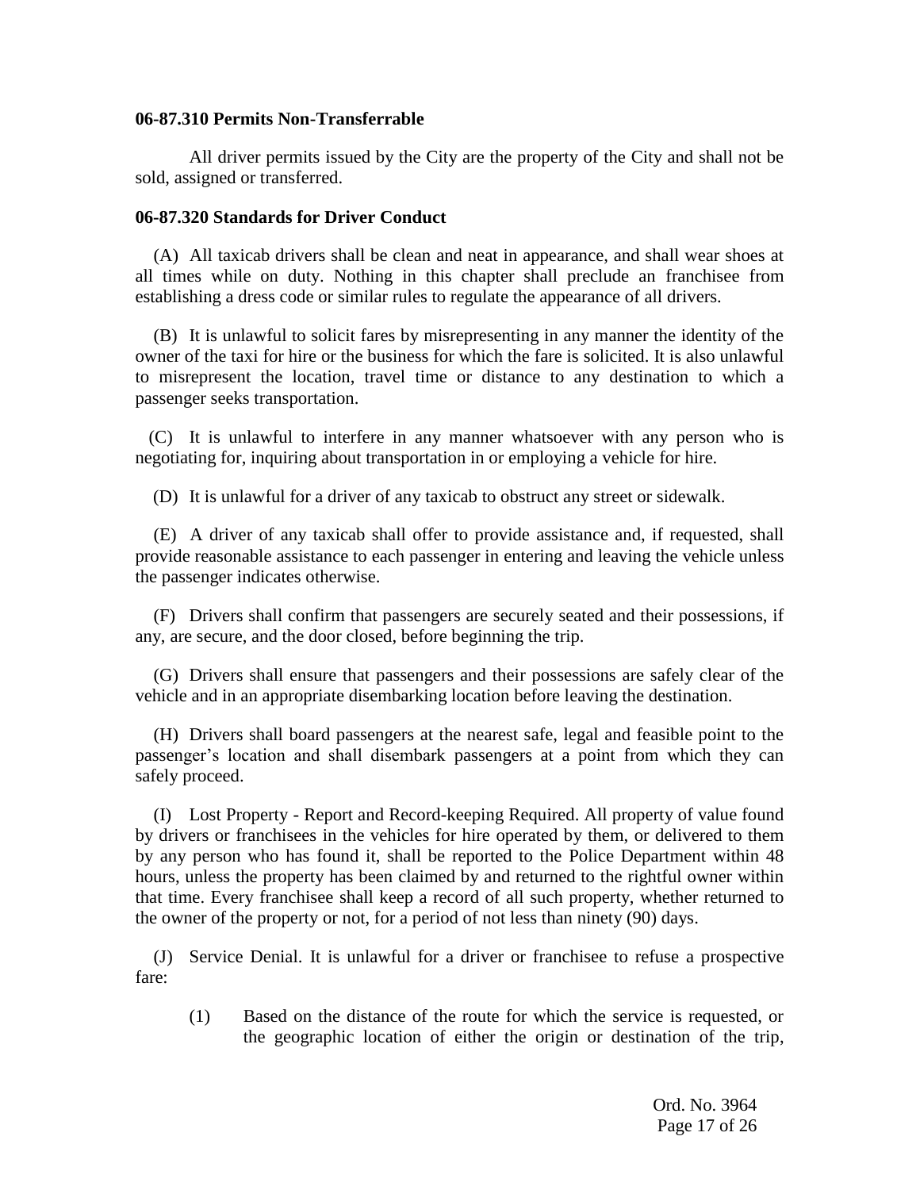**06-87.310 Permits Non-Transferrable**

All driver permits issued by the City are the property of the City and shall not be sold, assigned or transferred.

**06-87.320 Standards for Driver Conduct**

(A) All taxicab drivers shall be clean and neat in appearance, and shall wear shoes at all times while on duty. Nothing in this chapter shall preclude an franchisee from establishing a dress code or similar rules to regulate the appearance of all drivers.

(B) It is unlawful to solicit fares by misrepresenting in any manner the identity of the owner of the taxi for hire or the business for which the fare is solicited. It is also unlawful to misrepresent the location, travel time or distance to any destination to which a passenger seeks transportation.

(C) It is unlawful to interfere in any manner whatsoever with any person who is negotiating for, inquiring about transportation in or employing a vehicle for hire.

(D) It is unlawful for a driver of any taxicab to obstruct any street or sidewalk.

(E) A driver of any taxicab shall offer to provide assistance and, if requested, shall provide reasonable assistance to each passenger in entering and leaving the vehicle unless the passenger indicates otherwise.

(F) Drivers shall confirm that passengers are securely seated and their possessions, if any, are secure, and the door closed, before beginning the trip.

(G) Drivers shall ensure that passengers and their possessions are safely clear of the vehicle and in an appropriate disembarking location before leaving the destination.

(H) Drivers shall board passengers at the nearest safe, legal and feasible point to the passenger's location and shall disembark passengers at a point from which they can safely proceed.

(I) Lost Property - Report and Record-keeping Required. All property of value found by drivers or franchisees in the vehicles for hire operated by them, or delivered to them by any person who has found it, shall be reported to the Police Department within 48 hours, unless the property has been claimed by and returned to the rightful owner within that time. Every franchisee shall keep a record of all such property, whether returned to the owner of the property or not, for a period of not less than ninety (90) days.

(J) Service Denial. It is unlawful for a driver or franchisee to refuse a prospective fare:

(1) Based on the distance of the route for which the service is requested, or the geographic location of either the origin or destination of the trip,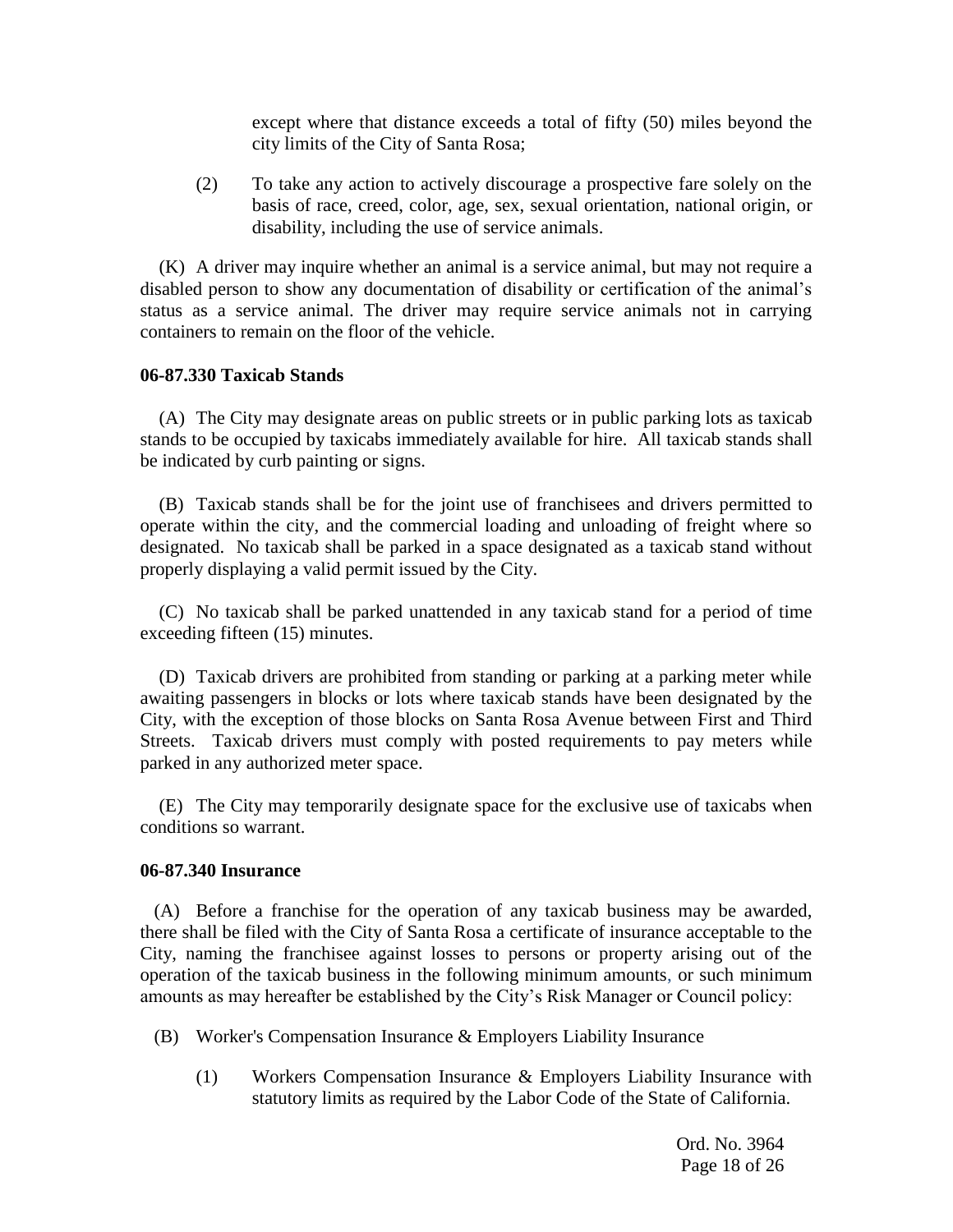except where that distance exceeds a total of fifty (50) miles beyond the city limits of the City of Santa Rosa;

(2) To take any action to actively discourage a prospective fare solely on the basis of race, creed, color, age, sex, sexual orientation, national origin, or disability, including the use of service animals.

(K) A driver may inquire whether an animal is a service animal, but may not require a disabled person to show any documentation of disability or certification of the animal's status as a service animal. The driver may require service animals not in carrying containers to remain on the floor of the vehicle.

**06-87.330 Taxicab Stands**

(A) The City may designate areas on public streets or in public parking lots as taxicab stands to be occupied by taxicabs immediately available for hire. All taxicab stands shall be indicated by curb painting or signs.

(B) Taxicab stands shall be for the joint use of franchisees and drivers permitted to operate within the city, and the commercial loading and unloading of freight where so designated. No taxicab shall be parked in a space designated as a taxicab stand without properly displaying a valid permit issued by the City.

(C) No taxicab shall be parked unattended in any taxicab stand for a period of time exceeding fifteen (15) minutes.

(D) Taxicab drivers are prohibited from standing or parking at a parking meter while awaiting passengers in blocks or lots where taxicab stands have been designated by the City, with the exception of those blocks on Santa Rosa Avenue between First and Third Streets. Taxicab drivers must comply with posted requirements to pay meters while parked in any authorized meter space.

(E) The City may temporarily designate space for the exclusive use of taxicabs when conditions so warrant.

**06-87.340 Insurance**

(A) Before a franchise for the operation of any taxicab business may be awarded, there shall be filed with the City of Santa Rosa a certificate of insurance acceptable to the City, naming the franchisee against losses to persons or property arising out of the operation of the taxicab business in the following minimum amounts, or such minimum amounts as may hereafter be established by the City's Risk Manager or Council policy:

(B) Worker's Compensation Insurance & Employers Liability Insurance

(1) Workers Compensation Insurance & Employers Liability Insurance with statutory limits as required by the Labor Code of the State of California.

Ord. No. 3964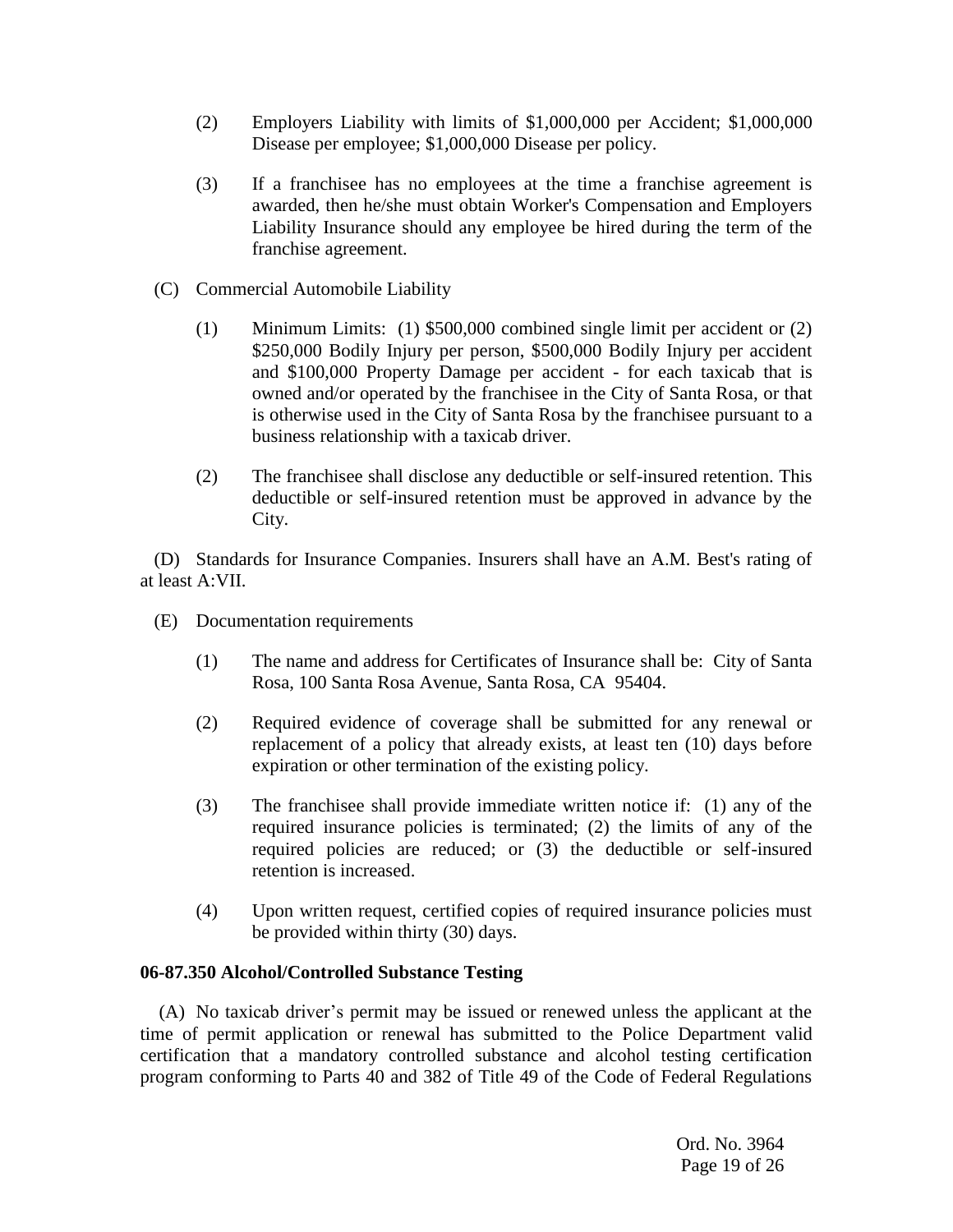(2) Employers Liability with limits of $1,000,000 per Accident; $1,000,000 Disease per employee; $1,000,000 Disease per policy.

(3) If a franchisee has no employees at the time a franchise agreement is awarded, then he/she must obtain Worker's Compensation and Employers Liability Insurance should any employee be hired during the term of the franchise agreement.

(C) Commercial Automobile Liability

(1) Minimum Limits: (1) $500,000 combined single limit per accident or (2) $250,000 Bodily Injury per person, $500,000 Bodily Injury per accident and $100,000 Property Damage per accident - for each taxicab that is owned and/or operated by the franchisee in the City of Santa Rosa, or that is otherwise used in the City of Santa Rosa by the franchisee pursuant to a business relationship with a taxicab driver.

(2) The franchisee shall disclose any deductible or self-insured retention. This deductible or self-insured retention must be approved in advance by the City.

(D) Standards for Insurance Companies. Insurers shall have an A.M. Best's rating of at least A:VII.

(E) Documentation requirements

(1) The name and address for Certificates of Insurance shall be: City of Santa Rosa, 100 Santa Rosa Avenue, Santa Rosa, CA 95404.

(2) Required evidence of coverage shall be submitted for any renewal or replacement of a policy that already exists, at least ten (10) days before expiration or other termination of the existing policy.

(3) The franchisee shall provide immediate written notice if: (1) any of the required insurance policies is terminated; (2) the limits of any of the required policies are reduced; or (3) the deductible or self-insured retention is increased.

(4) Upon written request, certified copies of required insurance policies must be provided within thirty (30) days.

**06-87.350 Alcohol/Controlled Substance Testing**

(A) No taxicab driver's permit may be issued or renewed unless the applicant at the time of permit application or renewal has submitted to the Police Department valid certification that a mandatory controlled substance and alcohol testing certification program conforming to Parts 40 and 382 of Title 49 of the Code of Federal Regulations

Ord. No. 3964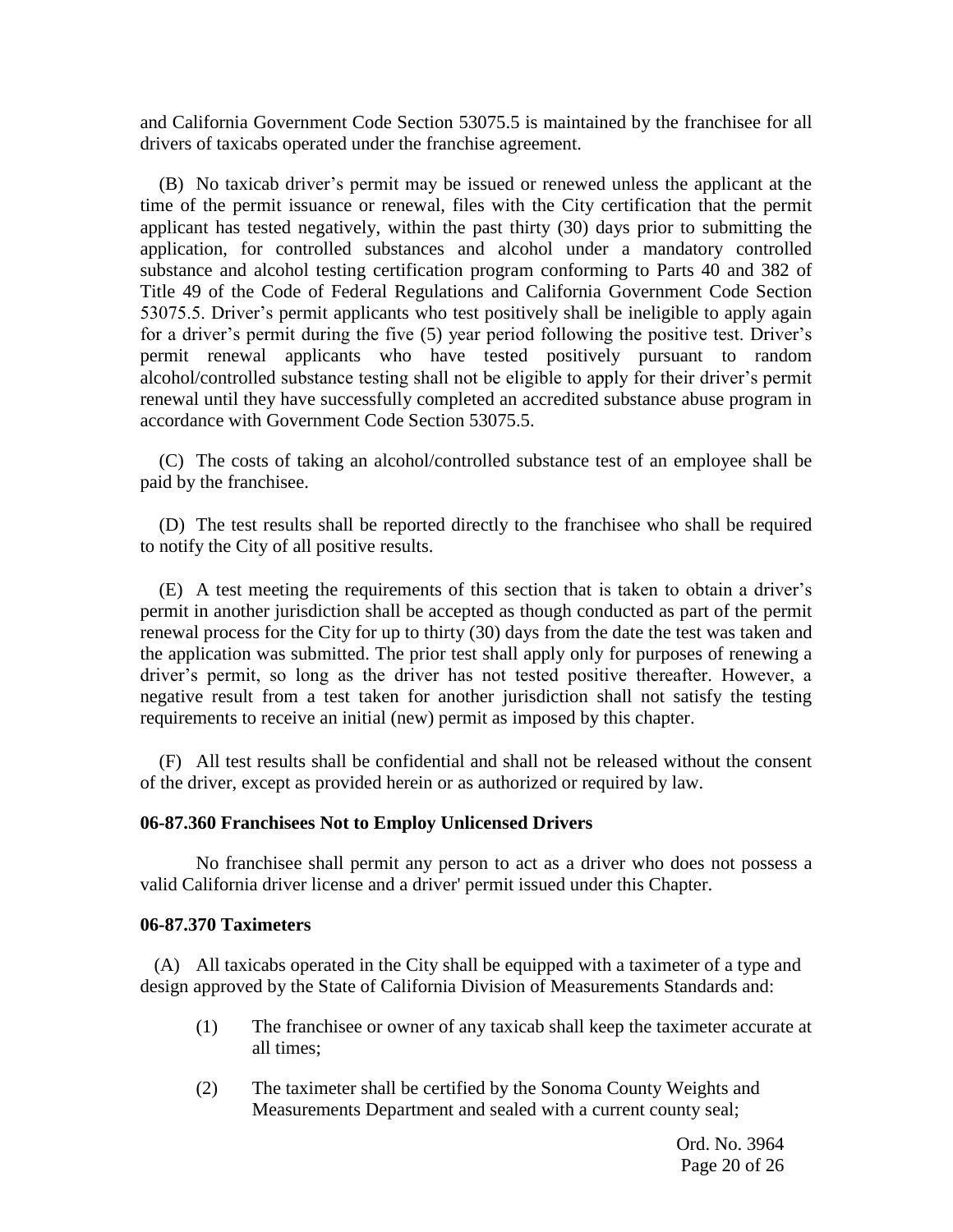and California Government Code Section 53075.5 is maintained by the franchisee for all drivers of taxicabs operated under the franchise agreement.

(B) No taxicab driver's permit may be issued or renewed unless the applicant at the time of the permit issuance or renewal, files with the City certification that the permit applicant has tested negatively, within the past thirty (30) days prior to submitting the application, for controlled substances and alcohol under a mandatory controlled substance and alcohol testing certification program conforming to Parts 40 and 382 of Title 49 of the Code of Federal Regulations and California Government Code Section 53075.5. Driver's permit applicants who test positively shall be ineligible to apply again for a driver's permit during the five (5) year period following the positive test. Driver's permit renewal applicants who have tested positively pursuant to random alcohol/controlled substance testing shall not be eligible to apply for their driver's permit renewal until they have successfully completed an accredited substance abuse program in accordance with Government Code Section 53075.5.

(C) The costs of taking an alcohol/controlled substance test of an employee shall be paid by the franchisee.

(D) The test results shall be reported directly to the franchisee who shall be required to notify the City of all positive results.

(E) A test meeting the requirements of this section that is taken to obtain a driver's permit in another jurisdiction shall be accepted as though conducted as part of the permit renewal process for the City for up to thirty (30) days from the date the test was taken and the application was submitted. The prior test shall apply only for purposes of renewing a driver's permit, so long as the driver has not tested positive thereafter. However, a negative result from a test taken for another jurisdiction shall not satisfy the testing requirements to receive an initial (new) permit as imposed by this chapter.

(F) All test results shall be confidential and shall not be released without the consent of the driver, except as provided herein or as authorized or required by law.

**06-87.360 Franchisees Not to Employ Unlicensed Drivers**

No franchisee shall permit any person to act as a driver who does not possess a valid California driver license and a driver' permit issued under this Chapter.

**06-87.370 Taximeters**

(A) All taxicabs operated in the City shall be equipped with a taximeter of a type and design approved by the State of California Division of Measurements Standards and:

(1) The franchisee or owner of any taxicab shall keep the taximeter accurate at all times;

(2) The taximeter shall be certified by the Sonoma County Weights and Measurements Department and sealed with a current county seal;

Ord. No. 3964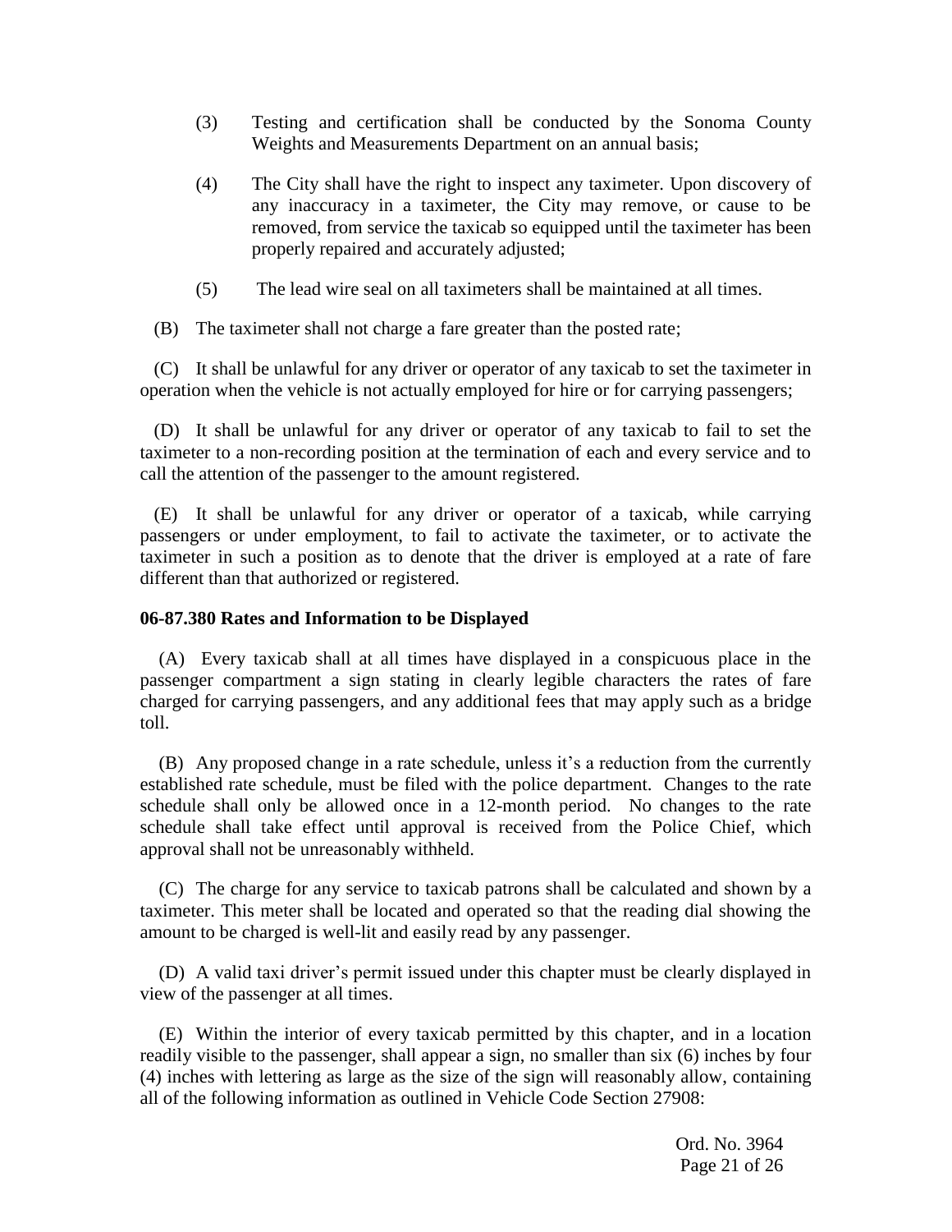(3) Testing and certification shall be conducted by the Sonoma County Weights and Measurements Department on an annual basis;

(4) The City shall have the right to inspect any taximeter. Upon discovery of any inaccuracy in a taximeter, the City may remove, or cause to be removed, from service the taxicab so equipped until the taximeter has been properly repaired and accurately adjusted;

(5) The lead wire seal on all taximeters shall be maintained at all times.

(B) The taximeter shall not charge a fare greater than the posted rate;

(C) It shall be unlawful for any driver or operator of any taxicab to set the taximeter in operation when the vehicle is not actually employed for hire or for carrying passengers;

(D) It shall be unlawful for any driver or operator of any taxicab to fail to set the taximeter to a non-recording position at the termination of each and every service and to call the attention of the passenger to the amount registered.

(E) It shall be unlawful for any driver or operator of a taxicab, while carrying passengers or under employment, to fail to activate the taximeter, or to activate the taximeter in such a position as to denote that the driver is employed at a rate of fare different than that authorized or registered.

**06-87.380 Rates and Information to be Displayed**

(A) Every taxicab shall at all times have displayed in a conspicuous place in the passenger compartment a sign stating in clearly legible characters the rates of fare charged for carrying passengers, and any additional fees that may apply such as a bridge toll.

(B) Any proposed change in a rate schedule, unless it's a reduction from the currently established rate schedule, must be filed with the police department. Changes to the rate schedule shall only be allowed once in a 12-month period. No changes to the rate schedule shall take effect until approval is received from the Police Chief, which approval shall not be unreasonably withheld.

(C) The charge for any service to taxicab patrons shall be calculated and shown by a taximeter. This meter shall be located and operated so that the reading dial showing the amount to be charged is well-lit and easily read by any passenger.

(D) A valid taxi driver's permit issued under this chapter must be clearly displayed in view of the passenger at all times.

(E) Within the interior of every taxicab permitted by this chapter, and in a location readily visible to the passenger, shall appear a sign, no smaller than six (6) inches by four (4) inches with lettering as large as the size of the sign will reasonably allow, containing all of the following information as outlined in Vehicle Code Section 27908:

Ord. No. 3964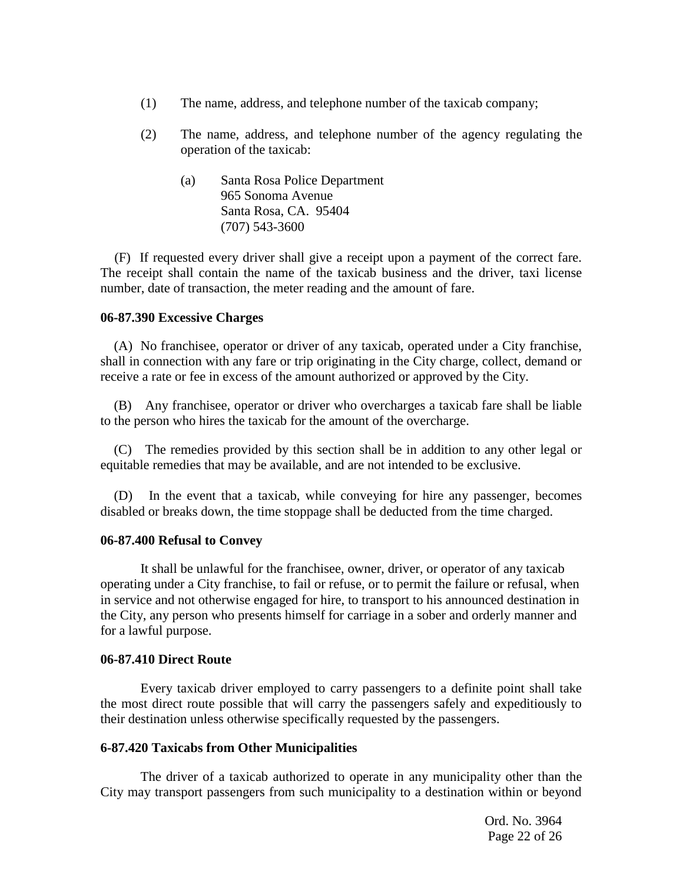(1) The name, address, and telephone number of the taxicab company;

(2) The name, address, and telephone number of the agency regulating the operation of the taxicab:

(a) Santa Rosa Police Department
965 Sonoma Avenue
Santa Rosa, CA. 95404
(707) 543-3600

(F) If requested every driver shall give a receipt upon a payment of the correct fare. The receipt shall contain the name of the taxicab business and the driver, taxi license number, date of transaction, the meter reading and the amount of fare.

**06-87.390 Excessive Charges**

(A) No franchisee, operator or driver of any taxicab, operated under a City franchise, shall in connection with any fare or trip originating in the City charge, collect, demand or receive a rate or fee in excess of the amount authorized or approved by the City.

(B) Any franchisee, operator or driver who overcharges a taxicab fare shall be liable to the person who hires the taxicab for the amount of the overcharge.

(C) The remedies provided by this section shall be in addition to any other legal or equitable remedies that may be available, and are not intended to be exclusive.

(D) In the event that a taxicab, while conveying for hire any passenger, becomes disabled or breaks down, the time stoppage shall be deducted from the time charged.

**06-87.400 Refusal to Convey**

It shall be unlawful for the franchisee, owner, driver, or operator of any taxicab operating under a City franchise, to fail or refuse, or to permit the failure or refusal, when in service and not otherwise engaged for hire, to transport to his announced destination in the City, any person who presents himself for carriage in a sober and orderly manner and for a lawful purpose.

**06-87.410 Direct Route**

Every taxicab driver employed to carry passengers to a definite point shall take the most direct route possible that will carry the passengers safely and expeditiously to their destination unless otherwise specifically requested by the passengers.

**6-87.420 Taxicabs from Other Municipalities**

The driver of a taxicab authorized to operate in any municipality other than the City may transport passengers from such municipality to a destination within or beyond

Ord. No. 3964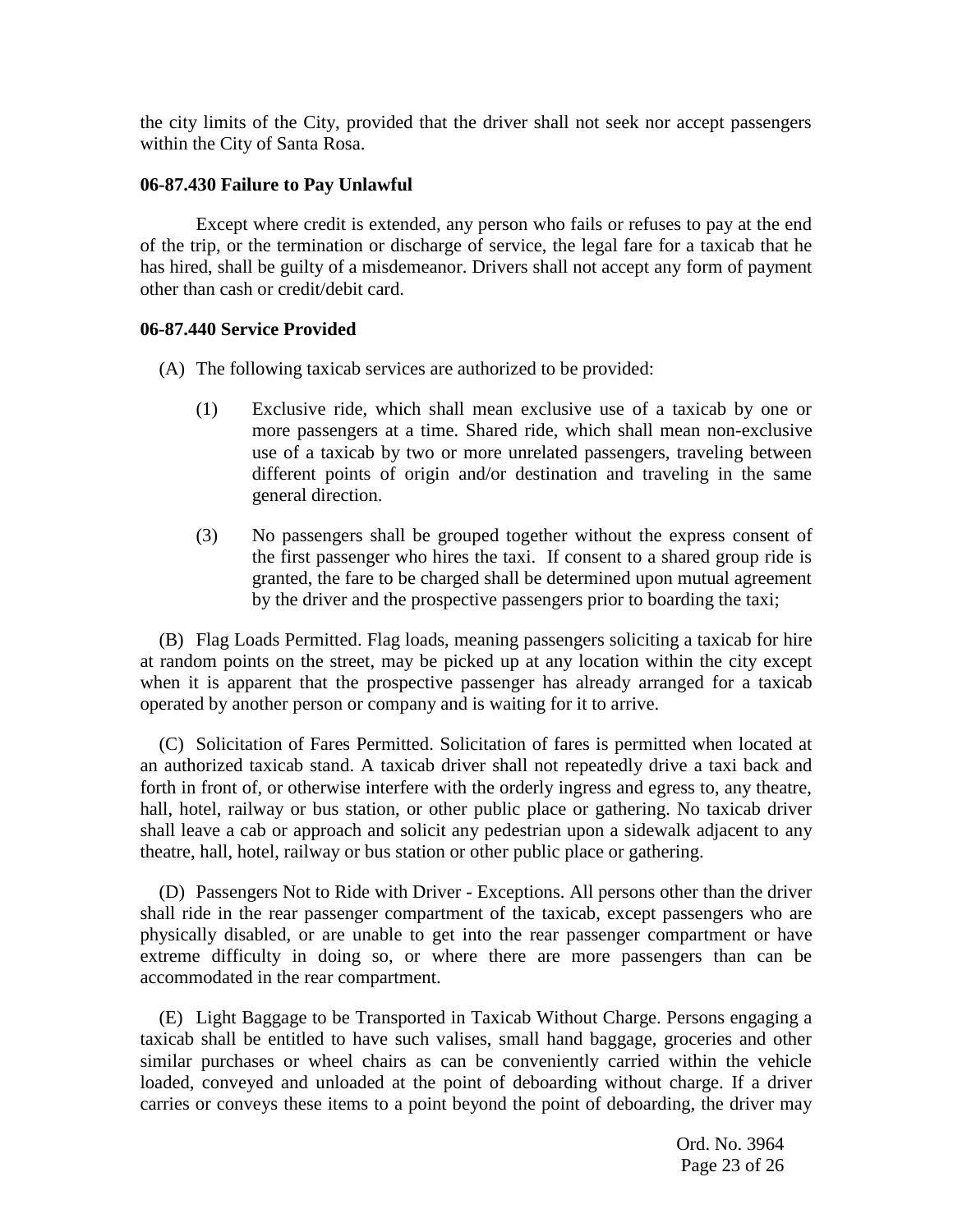the city limits of the City, provided that the driver shall not seek nor accept passengers within the City of Santa Rosa.

**06-87.430 Failure to Pay Unlawful**

Except where credit is extended, any person who fails or refuses to pay at the end of the trip, or the termination or discharge of service, the legal fare for a taxicab that he has hired, shall be guilty of a misdemeanor. Drivers shall not accept any form of payment other than cash or credit/debit card.

**06-87.440 Service Provided**

(A) The following taxicab services are authorized to be provided:

(1) Exclusive ride, which shall mean exclusive use of a taxicab by one or more passengers at a time. Shared ride, which shall mean non-exclusive use of a taxicab by two or more unrelated passengers, traveling between different points of origin and/or destination and traveling in the same general direction.

(3) No passengers shall be grouped together without the express consent of the first passenger who hires the taxi. If consent to a shared group ride is granted, the fare to be charged shall be determined upon mutual agreement by the driver and the prospective passengers prior to boarding the taxi;

(B) Flag Loads Permitted. Flag loads, meaning passengers soliciting a taxicab for hire at random points on the street, may be picked up at any location within the city except when it is apparent that the prospective passenger has already arranged for a taxicab operated by another person or company and is waiting for it to arrive.

(C) Solicitation of Fares Permitted. Solicitation of fares is permitted when located at an authorized taxicab stand. A taxicab driver shall not repeatedly drive a taxi back and forth in front of, or otherwise interfere with the orderly ingress and egress to, any theatre, hall, hotel, railway or bus station, or other public place or gathering. No taxicab driver shall leave a cab or approach and solicit any pedestrian upon a sidewalk adjacent to any theatre, hall, hotel, railway or bus station or other public place or gathering.

(D) Passengers Not to Ride with Driver - Exceptions. All persons other than the driver shall ride in the rear passenger compartment of the taxicab, except passengers who are physically disabled, or are unable to get into the rear passenger compartment or have extreme difficulty in doing so, or where there are more passengers than can be accommodated in the rear compartment.

(E) Light Baggage to be Transported in Taxicab Without Charge. Persons engaging a taxicab shall be entitled to have such valises, small hand baggage, groceries and other similar purchases or wheel chairs as can be conveniently carried within the vehicle loaded, conveyed and unloaded at the point of deboarding without charge. If a driver carries or conveys these items to a point beyond the point of deboarding, the driver may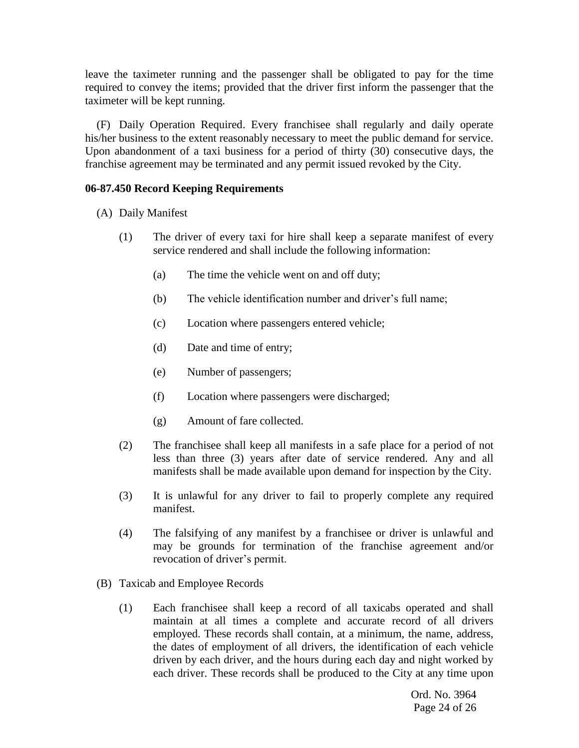leave the taximeter running and the passenger shall be obligated to pay for the time required to convey the items; provided that the driver first inform the passenger that the taximeter will be kept running.

(F) Daily Operation Required. Every franchisee shall regularly and daily operate his/her business to the extent reasonably necessary to meet the public demand for service. Upon abandonment of a taxi business for a period of thirty (30) consecutive days, the franchise agreement may be terminated and any permit issued revoked by the City.

**06-87.450 Record Keeping Requirements**

(A) Daily Manifest

(1) The driver of every taxi for hire shall keep a separate manifest of every service rendered and shall include the following information:

(a) The time the vehicle went on and off duty;

(b) The vehicle identification number and driver's full name;

(c) Location where passengers entered vehicle;

(d) Date and time of entry;

(e) Number of passengers;

(f) Location where passengers were discharged;

(g) Amount of fare collected.

(2) The franchisee shall keep all manifests in a safe place for a period of not less than three (3) years after date of service rendered. Any and all manifests shall be made available upon demand for inspection by the City.

(3) It is unlawful for any driver to fail to properly complete any required manifest.

(4) The falsifying of any manifest by a franchisee or driver is unlawful and may be grounds for termination of the franchise agreement and/or revocation of driver's permit.

(B) Taxicab and Employee Records

(1) Each franchisee shall keep a record of all taxicabs operated and shall maintain at all times a complete and accurate record of all drivers employed. These records shall contain, at a minimum, the name, address, the dates of employment of all drivers, the identification of each vehicle driven by each driver, and the hours during each day and night worked by each driver. These records shall be produced to the City at any time upon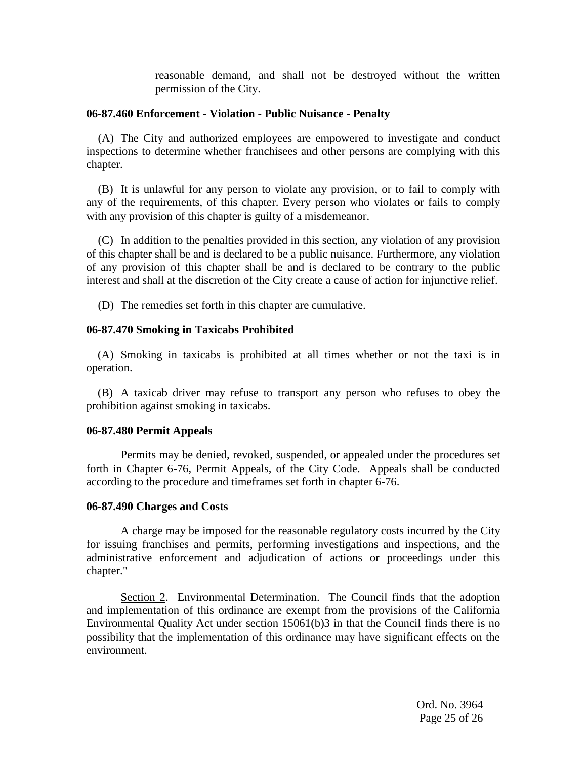reasonable demand, and shall not be destroyed without the written permission of the City.

**06-87.460 Enforcement - Violation - Public Nuisance - Penalty**

(A) The City and authorized employees are empowered to investigate and conduct inspections to determine whether franchisees and other persons are complying with this chapter.

(B) It is unlawful for any person to violate any provision, or to fail to comply with any of the requirements, of this chapter. Every person who violates or fails to comply with any provision of this chapter is guilty of a misdemeanor.

(C) In addition to the penalties provided in this section, any violation of any provision of this chapter shall be and is declared to be a public nuisance. Furthermore, any violation of any provision of this chapter shall be and is declared to be contrary to the public interest and shall at the discretion of the City create a cause of action for injunctive relief.

(D) The remedies set forth in this chapter are cumulative.

**06-87.470 Smoking in Taxicabs Prohibited**

(A) Smoking in taxicabs is prohibited at all times whether or not the taxi is in operation.

(B) A taxicab driver may refuse to transport any person who refuses to obey the prohibition against smoking in taxicabs.

**06-87.480 Permit Appeals**

Permits may be denied, revoked, suspended, or appealed under the procedures set forth in Chapter 6-76, Permit Appeals, of the City Code. Appeals shall be conducted according to the procedure and timeframes set forth in chapter 6-76.

**06-87.490 Charges and Costs**

A charge may be imposed for the reasonable regulatory costs incurred by the City for issuing franchises and permits, performing investigations and inspections, and the administrative enforcement and adjudication of actions or proceedings under this chapter."

Section 2. Environmental Determination. The Council finds that the adoption and implementation of this ordinance are exempt from the provisions of the California Environmental Quality Act under section 15061(b)3 in that the Council finds there is no possibility that the implementation of this ordinance may have significant effects on the environment.

Ord. No. 3964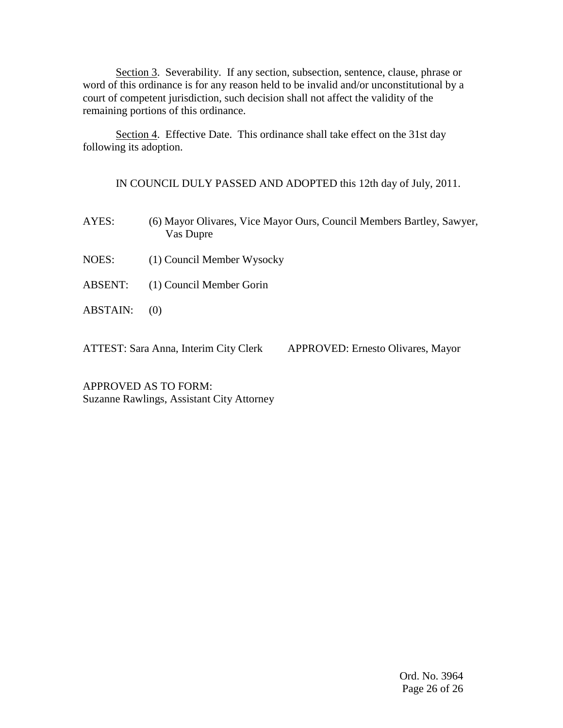Section 3. Severability. If any section, subsection, sentence, clause, phrase or word of this ordinance is for any reason held to be invalid and/or unconstitutional by a court of competent jurisdiction, such decision shall not affect the validity of the remaining portions of this ordinance.

Section 4. Effective Date. This ordinance shall take effect on the 31st day following its adoption.

IN COUNCIL DULY PASSED AND ADOPTED this 12th day of July, 2011.

AYES: (6) Mayor Olivares, Vice Mayor Ours, Council Members Bartley, Sawyer, Vas Dupre

NOES: (1) Council Member Wysocky

ABSENT: (1) Council Member Gorin

ABSTAIN: (0)

ATTEST: Sara Anna, Interim City Clerk

APPROVED: Ernesto Olivares, Mayor

APPROVED AS TO FORM:
Suzanne Rawlings, Assistant City Attorney

Ord. No. 3964